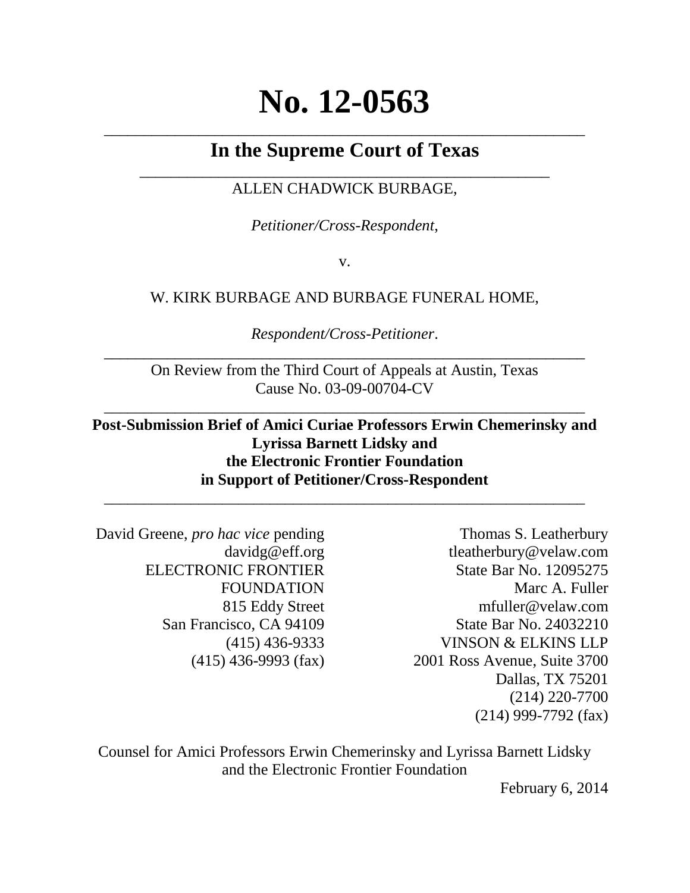# No. 12-0563

---

## In the Supreme Court of Texas

---

ALLEN CHADWICK BURBAGE,

*Petitioner/Cross-Respondent*,

v.

W. KIRK BURBAGE AND BURBAGE FUNERAL HOME,

*Respondent/Cross-Petitioner*.

---

On Review from the Third Court of Appeals at Austin, Texas
Cause No. 03-09-00704-CV

---

**Post-Submission Brief of Amici Curiae Professors Erwin Chemerinsky and Lyrissa Barnett Lidsky and the Electronic Frontier Foundation in Support of Petitioner/Cross-Respondent**

---

David Greene, *pro hac vice* pending
davidg@eff.org
ELECTRONIC FRONTIER FOUNDATION
815 Eddy Street
San Francisco, CA 94109
(415) 436-9333
(415) 436-9993 (fax)

Thomas S. Leatherbury
tleatherbury@velaw.com
State Bar No. 12095275
Marc A. Fuller
mfuller@velaw.com
State Bar No. 24032210
VINSON & ELKINS LLP
2001 Ross Avenue, Suite 3700
Dallas, TX 75201
(214) 220-7700
(214) 999-7792 (fax)

Counsel for Amici Professors Erwin Chemerinsky and Lyrissa Barnett Lidsky and the Electronic Frontier Foundation

February 6, 2014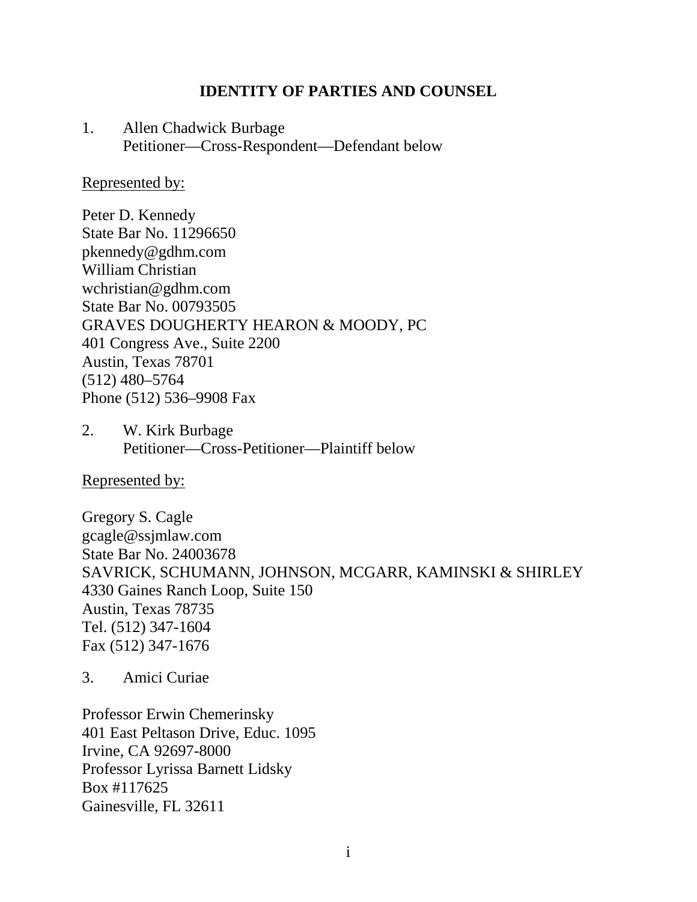## IDENTITY OF PARTIES AND COUNSEL

1. Allen Chadwick Burbage
   Petitioner—Cross-Respondent—Defendant below

Represented by:

Peter D. Kennedy
State Bar No. 11296650
pkennedy@gdhm.com
William Christian
wchristian@gdhm.com
State Bar No. 00793505
GRAVES DOUGHERTY HEARON & MOODY, PC
401 Congress Ave., Suite 2200
Austin, Texas 78701
(512) 480–5764
Phone (512) 536–9908 Fax

2. W. Kirk Burbage
   Petitioner—Cross-Petitioner—Plaintiff below

Represented by:

Gregory S. Cagle
gcagle@ssjmlaw.com
State Bar No. 24003678
SAVRICK, SCHUMANN, JOHNSON, MCGARR, KAMINSKI & SHIRLEY
4330 Gaines Ranch Loop, Suite 150
Austin, Texas 78735
Tel. (512) 347-1604
Fax (512) 347-1676

3. Amici Curiae

Professor Erwin Chemerinsky
401 East Peltason Drive, Educ. 1095
Irvine, CA 92697-8000
Professor Lyrissa Barnett Lidsky
Box #117625
Gainesville, FL 32611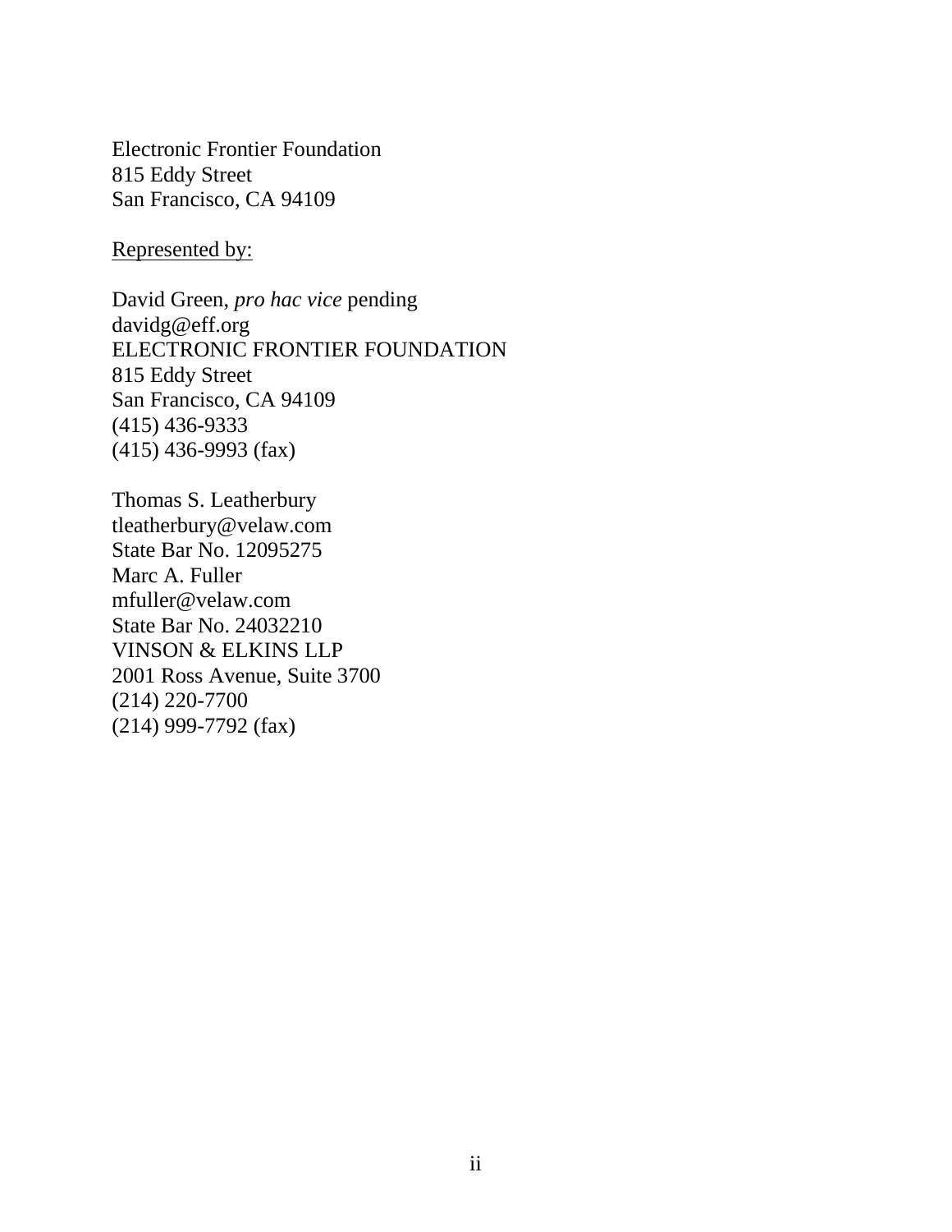Electronic Frontier Foundation
815 Eddy Street
San Francisco, CA 94109

<u>Represented by:</u>

David Green, *pro hac vice* pending
davidg@eff.org
ELECTRONIC FRONTIER FOUNDATION
815 Eddy Street
San Francisco, CA 94109
(415) 436-9333
(415) 436-9993 (fax)

Thomas S. Leatherbury
tleatherbury@velaw.com
State Bar No. 12095275
Marc A. Fuller
mfuller@velaw.com
State Bar No. 24032210
VINSON & ELKINS LLP
2001 Ross Avenue, Suite 3700
(214) 220-7700
(214) 999-7792 (fax)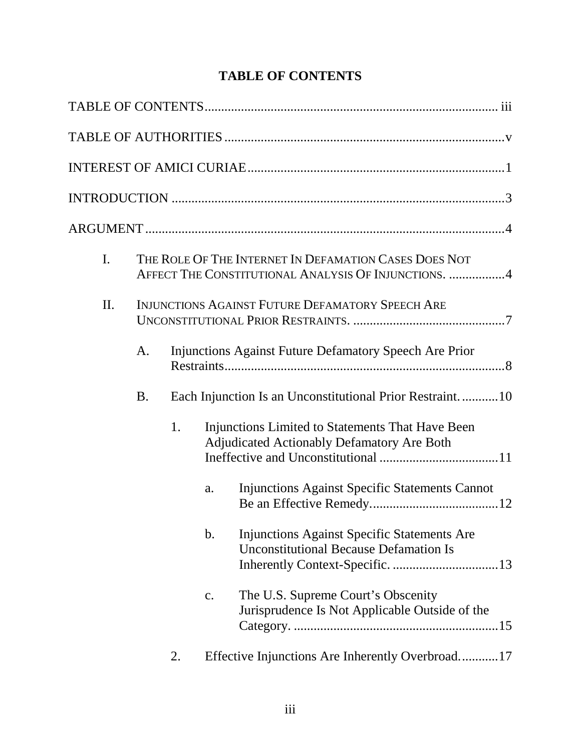# TABLE OF CONTENTS

TABLE OF CONTENTS ........................................................................................ iii

TABLE OF AUTHORITIES ....................................................................................v

INTEREST OF AMICI CURIAE .............................................................................1

INTRODUCTION ....................................................................................................3

ARGUMENT ............................................................................................................4

- I. THE ROLE OF THE INTERNET IN DEFAMATION CASES DOES NOT AFFECT THE CONSTITUTIONAL ANALYSIS OF INJUNCTIONS. .................4
- II. INJUNCTIONS AGAINST FUTURE DEFAMATORY SPEECH ARE UNCONSTITUTIONAL PRIOR RESTRAINTS. ..............................................7
  - A. Injunctions Against Future Defamatory Speech Are Prior Restraints.....................................................................................8
  - B. Each Injunction Is an Unconstitutional Prior Restraint. ...........10
    - 1. Injunctions Limited to Statements That Have Been Adjudicated Actionably Defamatory Are Both Ineffective and Unconstitutional ....................................11
      - a. Injunctions Against Specific Statements Cannot Be an Effective Remedy.......................................12
      - b. Injunctions Against Specific Statements Are Unconstitutional Because Defamation Is Inherently Context-Specific. ................................13
      - c. The U.S. Supreme Court's Obscenity Jurisprudence Is Not Applicable Outside of the Category. ..............................................................15
    - 2. Effective Injunctions Are Inherently Overbroad............17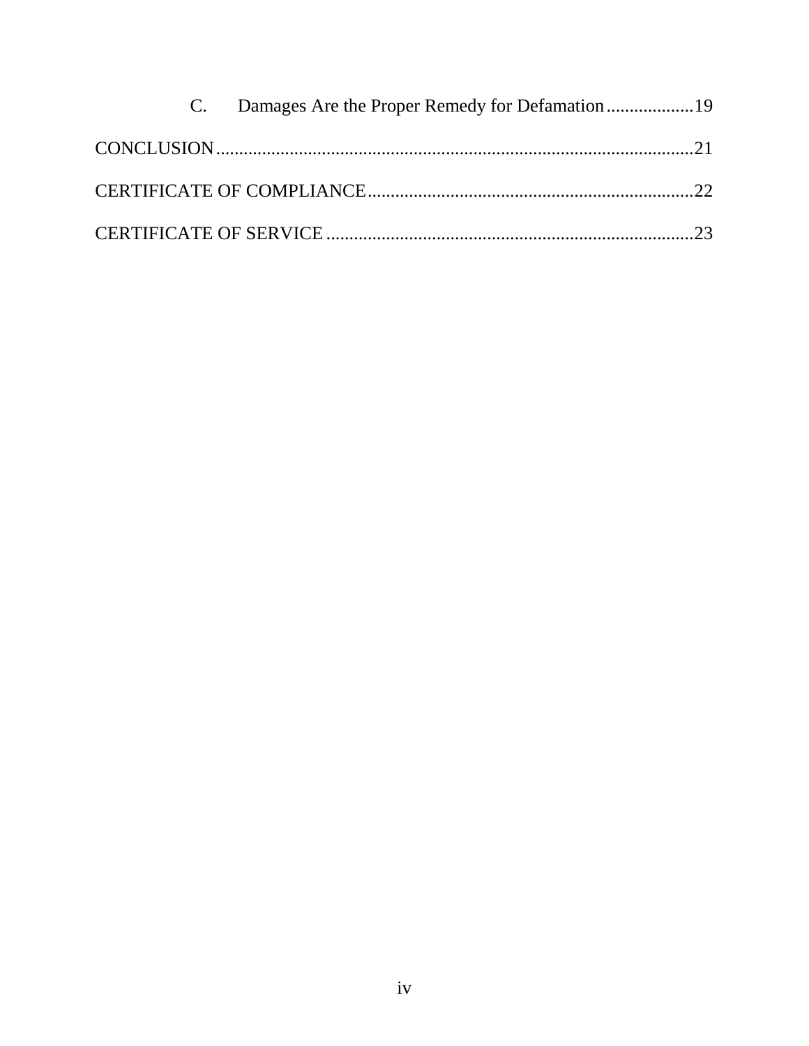C. Damages Are the Proper Remedy for Defamation ....................19

CONCLUSION ....................................................................................................21

CERTIFICATE OF COMPLIANCE.......................................................................22

CERTIFICATE OF SERVICE ................................................................................23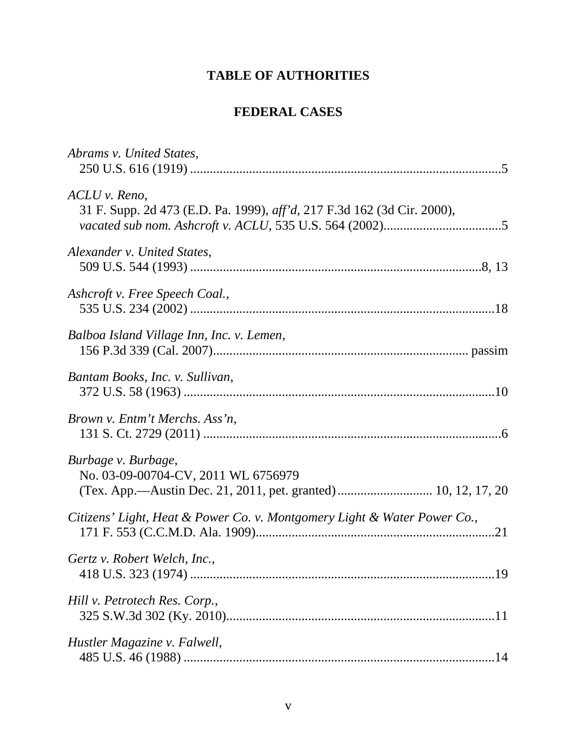# TABLE OF AUTHORITIES

## FEDERAL CASES

*Abrams v. United States*,
250 U.S. 616 (1919) ..............................................................................................5

*ACLU v. Reno*,
31 F. Supp. 2d 473 (E.D. Pa. 1999), *aff'd*, 217 F.3d 162 (3d Cir. 2000),
*vacated sub nom. Ashcroft v. ACLU*, 535 U.S. 564 (2002)....................................5

*Alexander v. United States*,
509 U.S. 544 (1993) .........................................................................................8, 13

*Ashcroft v. Free Speech Coal.*,
535 U.S. 234 (2002) ............................................................................................18

*Balboa Island Village Inn, Inc. v. Lemen*,
156 P.3d 339 (Cal. 2007)............................................................................. passim

*Bantam Books, Inc. v. Sullivan*,
372 U.S. 58 (1963) ..............................................................................................10

*Brown v. Entm't Merchs. Ass'n*,
131 S. Ct. 2729 (2011) ..........................................................................................6

*Burbage v. Burbage*,
No. 03-09-00704-CV, 2011 WL 6756979
(Tex. App.—Austin Dec. 21, 2011, pet. granted) ............................ 10, 12, 17, 20

*Citizens' Light, Heat & Power Co. v. Montgomery Light & Water Power Co.*,
171 F. 553 (C.C.M.D. Ala. 1909)........................................................................21

*Gertz v. Robert Welch, Inc.*,
418 U.S. 323 (1974) ............................................................................................19

*Hill v. Petrotech Res. Corp.*,
325 S.W.3d 302 (Ky. 2010).................................................................................11

*Hustler Magazine v. Falwell*,
485 U.S. 46 (1988) ..............................................................................................14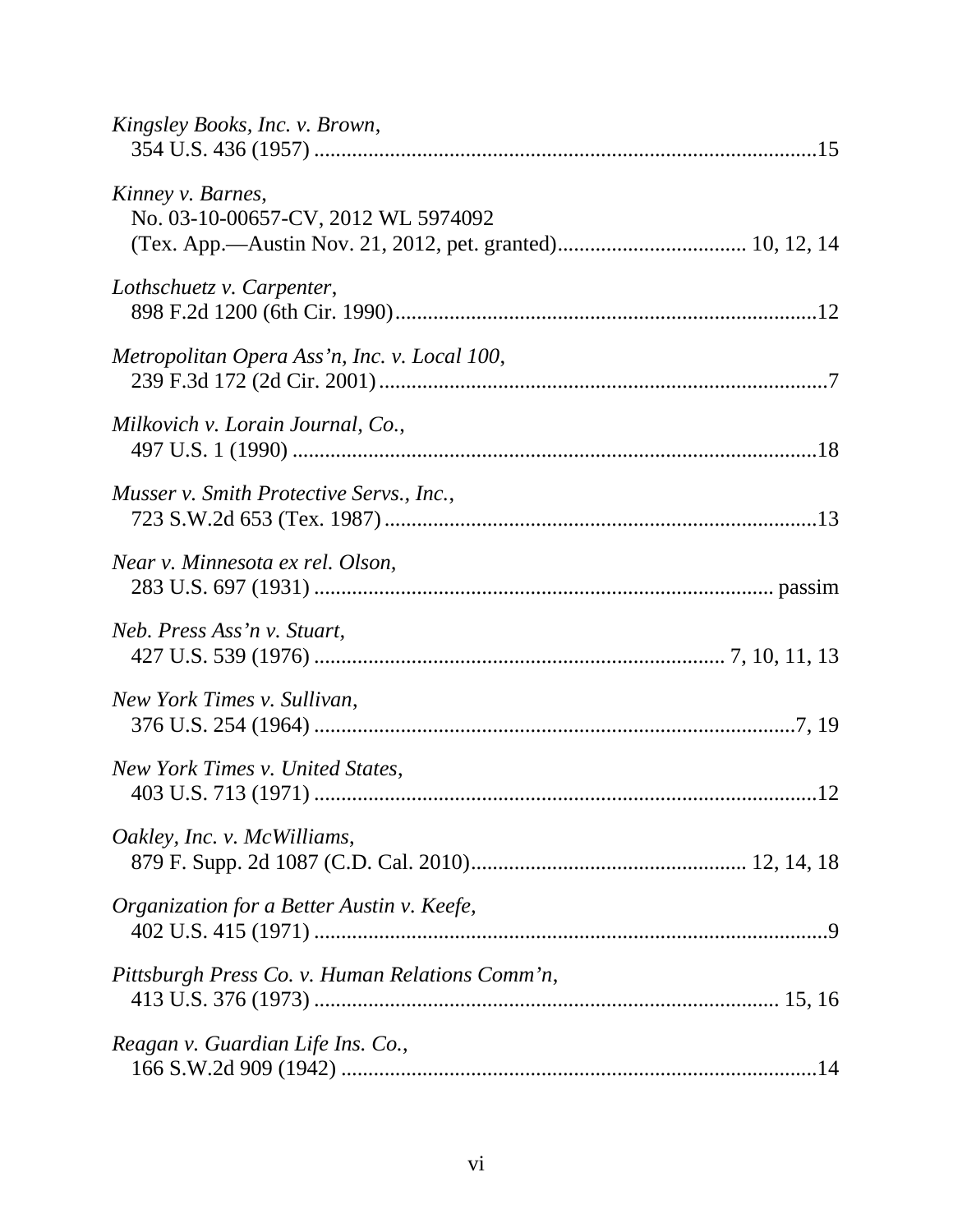*Kingsley Books, Inc. v. Brown*,
354 U.S. 436 (1957) ............................................................................................15

*Kinney v. Barnes*,
No. 03-10-00657-CV, 2012 WL 5974092
(Tex. App.—Austin Nov. 21, 2012, pet. granted).................................. 10, 12, 14

*Lothschuetz v. Carpenter*,
898 F.2d 1200 (6th Cir. 1990)............................................................................12

*Metropolitan Opera Ass'n, Inc. v. Local 100*,
239 F.3d 172 (2d Cir. 2001)..................................................................................7

*Milkovich v. Lorain Journal, Co.*,
497 U.S. 1 (1990) ................................................................................................18

*Musser v. Smith Protective Servs., Inc.*,
723 S.W.2d 653 (Tex. 1987)...............................................................................13

*Near v. Minnesota ex rel. Olson*,
283 U.S. 697 (1931) .................................................................................... passim

*Neb. Press Ass'n v. Stuart*,
427 U.S. 539 (1976) ........................................................................... 7, 10, 11, 13

*New York Times v. Sullivan*,
376 U.S. 254 (1964) .........................................................................................7, 19

*New York Times v. United States*,
403 U.S. 713 (1971) ............................................................................................12

*Oakley, Inc. v. McWilliams*,
879 F. Supp. 2d 1087 (C.D. Cal. 2010).................................................. 12, 14, 18

*Organization for a Better Austin v. Keefe*,
402 U.S. 415 (1971) ..............................................................................................9

*Pittsburgh Press Co. v. Human Relations Comm'n*,
413 U.S. 376 (1973) ...................................................................................... 15, 16

*Reagan v. Guardian Life Ins. Co.*,
166 S.W.2d 909 (1942) .......................................................................................14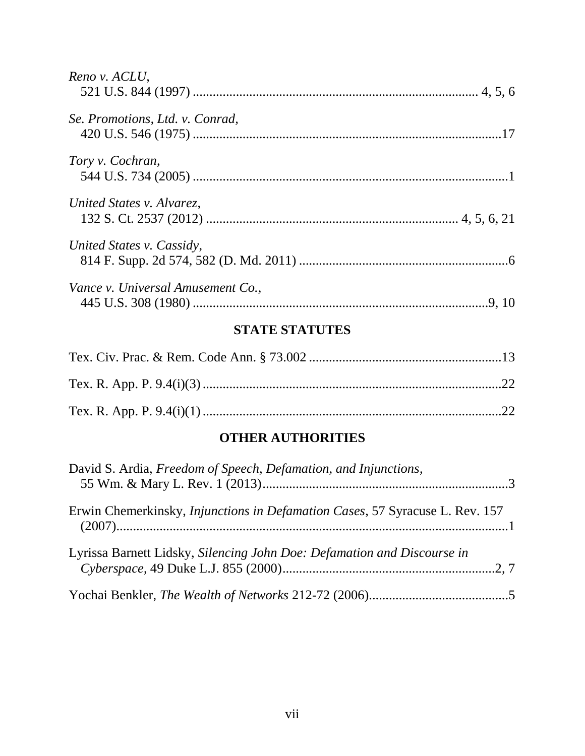*Reno v. ACLU*,
521 U.S. 844 (1997) .................................................................................... 4, 5, 6

*Se. Promotions, Ltd. v. Conrad*,
420 U.S. 546 (1975) ...........................................................................................17

*Tory v. Cochran*,
544 U.S. 734 (2005) .............................................................................................1

*United States v. Alvarez*,
132 S. Ct. 2537 (2012) ........................................................................ 4, 5, 6, 21

*United States v. Cassidy*,
814 F. Supp. 2d 574, 582 (D. Md. 2011) ..............................................................6

*Vance v. Universal Amusement Co.*,
445 U.S. 308 (1980) ..........................................................................................9, 10

## STATE STATUTES

Tex. Civ. Prac. & Rem. Code Ann. § 73.002 ..........................................................13

Tex. R. App. P. 9.4(i)(3) ..........................................................................................22

Tex. R. App. P. 9.4(i)(1) ..........................................................................................22

## OTHER AUTHORITIES

David S. Ardia, *Freedom of Speech, Defamation, and Injunctions*,
55 Wm. & Mary L. Rev. 1 (2013)..........................................................................3

Erwin Chemerkinsky, *Injunctions in Defamation Cases*, 57 Syracuse L. Rev. 157
(2007).......................................................................................................................1

Lyrissa Barnett Lidsky, *Silencing John Doe: Defamation and Discourse in
Cyberspace*, 49 Duke L.J. 855 (2000)................................................................2, 7

Yochai Benkler, *The Wealth of Networks* 212-72 (2006)..........................................5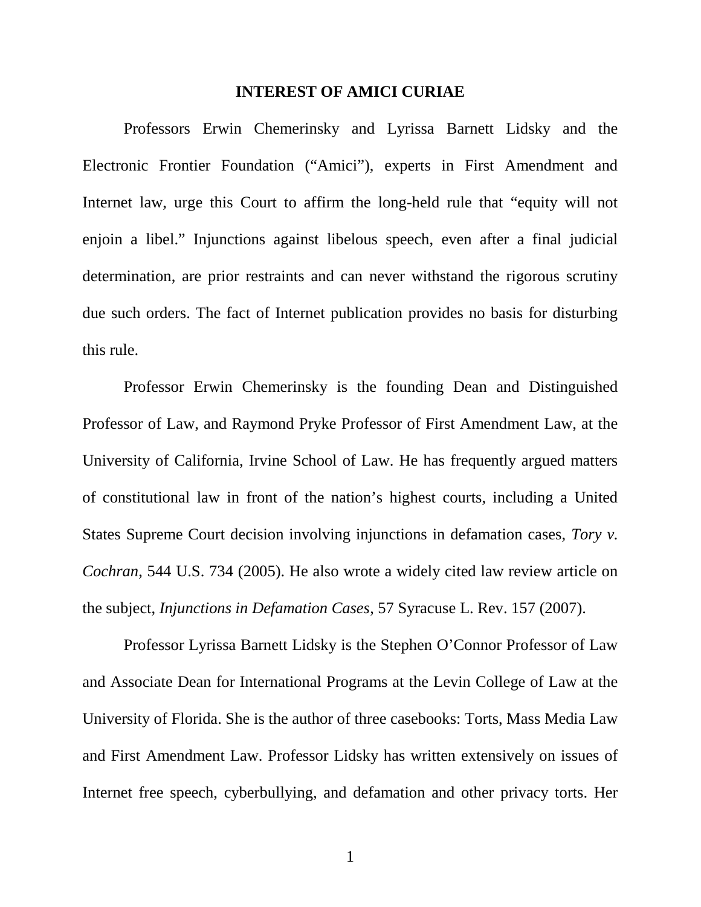## INTEREST OF AMICI CURIAE

Professors Erwin Chemerinsky and Lyrissa Barnett Lidsky and the Electronic Frontier Foundation ("Amici"), experts in First Amendment and Internet law, urge this Court to affirm the long-held rule that "equity will not enjoin a libel." Injunctions against libelous speech, even after a final judicial determination, are prior restraints and can never withstand the rigorous scrutiny due such orders. The fact of Internet publication provides no basis for disturbing this rule.

Professor Erwin Chemerinsky is the founding Dean and Distinguished Professor of Law, and Raymond Pryke Professor of First Amendment Law, at the University of California, Irvine School of Law. He has frequently argued matters of constitutional law in front of the nation's highest courts, including a United States Supreme Court decision involving injunctions in defamation cases, *Tory v. Cochran*, 544 U.S. 734 (2005). He also wrote a widely cited law review article on the subject, *Injunctions in Defamation Cases*, 57 Syracuse L. Rev. 157 (2007).

Professor Lyrissa Barnett Lidsky is the Stephen O'Connor Professor of Law and Associate Dean for International Programs at the Levin College of Law at the University of Florida. She is the author of three casebooks: Torts, Mass Media Law and First Amendment Law. Professor Lidsky has written extensively on issues of Internet free speech, cyberbullying, and defamation and other privacy torts. Her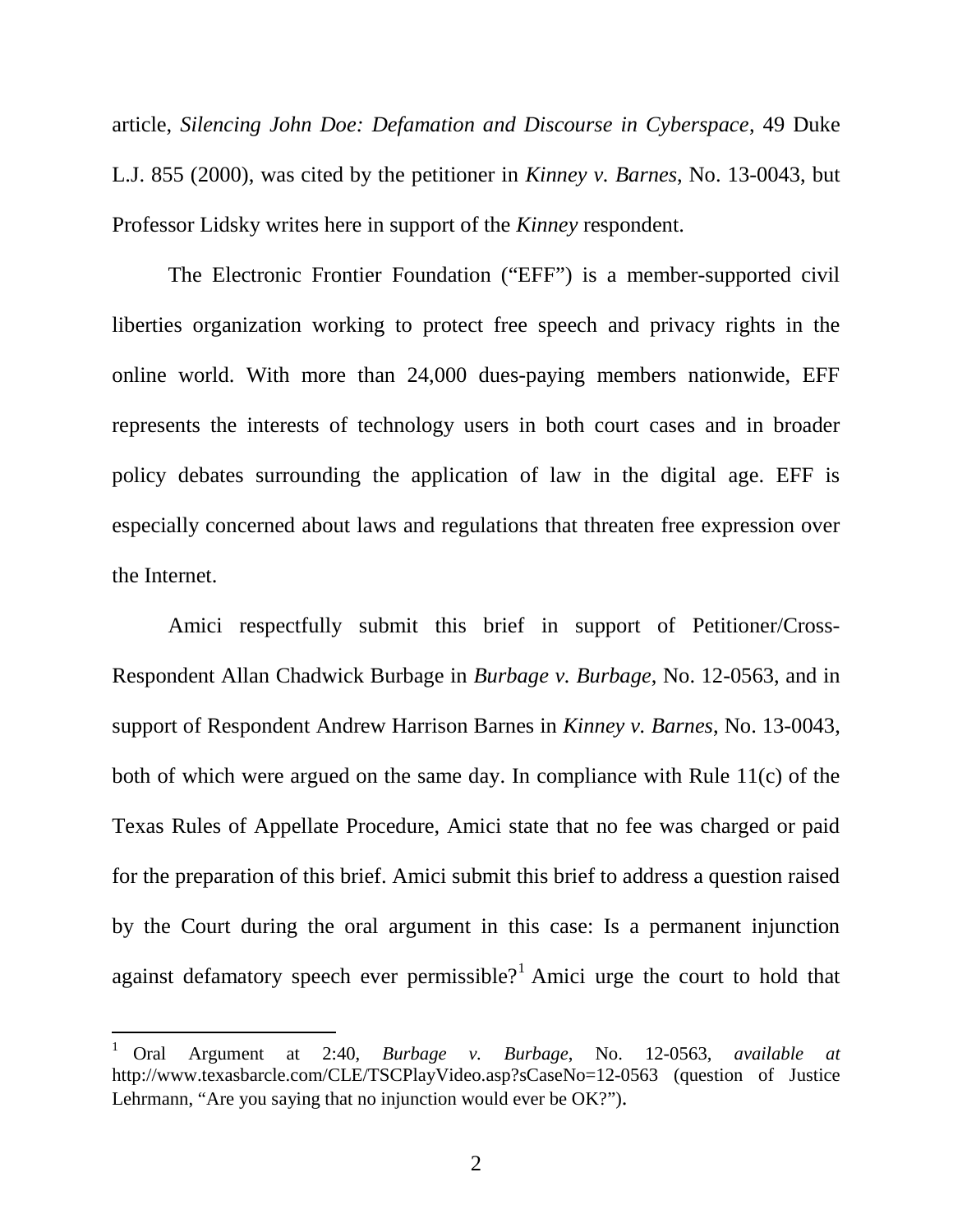article, *Silencing John Doe: Defamation and Discourse in Cyberspace*, 49 Duke L.J. 855 (2000), was cited by the petitioner in *Kinney v. Barnes*, No. 13-0043, but Professor Lidsky writes here in support of the *Kinney* respondent.

The Electronic Frontier Foundation ("EFF") is a member-supported civil liberties organization working to protect free speech and privacy rights in the online world. With more than 24,000 dues-paying members nationwide, EFF represents the interests of technology users in both court cases and in broader policy debates surrounding the application of law in the digital age. EFF is especially concerned about laws and regulations that threaten free expression over the Internet.

Amici respectfully submit this brief in support of Petitioner/Cross-Respondent Allan Chadwick Burbage in *Burbage v. Burbage*, No. 12-0563, and in support of Respondent Andrew Harrison Barnes in *Kinney v. Barnes*, No. 13-0043, both of which were argued on the same day. In compliance with Rule 11(c) of the Texas Rules of Appellate Procedure, Amici state that no fee was charged or paid for the preparation of this brief. Amici submit this brief to address a question raised by the Court during the oral argument in this case: Is a permanent injunction against defamatory speech ever permissible?[1] Amici urge the court to hold that

[1] Oral Argument at 2:40, *Burbage v. Burbage*, No. 12-0563, *available at* http://www.texasbarcle.com/CLE/TSCPlayVideo.asp?sCaseNo=12-0563 (question of Justice Lehrmann, "Are you saying that no injunction would ever be OK?").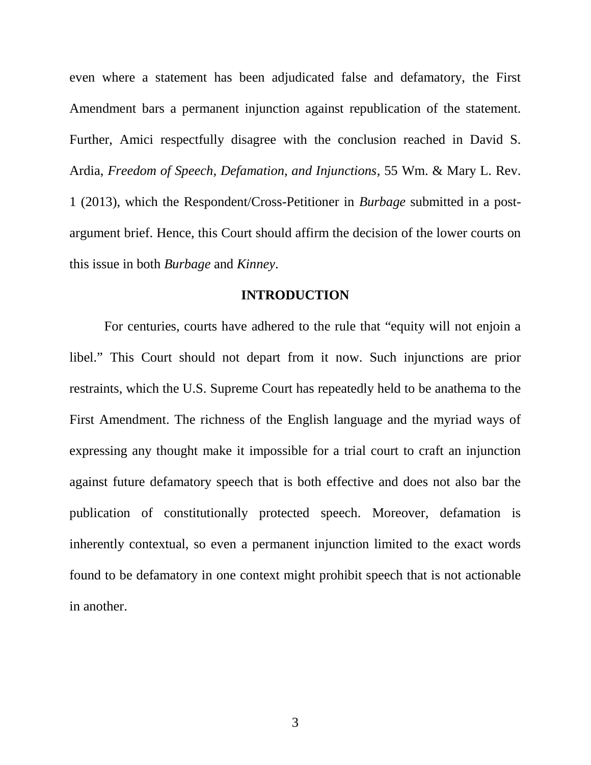even where a statement has been adjudicated false and defamatory, the First Amendment bars a permanent injunction against republication of the statement. Further, Amici respectfully disagree with the conclusion reached in David S. Ardia, *Freedom of Speech, Defamation, and Injunctions*, 55 Wm. & Mary L. Rev. 1 (2013), which the Respondent/Cross-Petitioner in *Burbage* submitted in a post-argument brief. Hence, this Court should affirm the decision of the lower courts on this issue in both *Burbage* and *Kinney*.

## INTRODUCTION

For centuries, courts have adhered to the rule that "equity will not enjoin a libel." This Court should not depart from it now. Such injunctions are prior restraints, which the U.S. Supreme Court has repeatedly held to be anathema to the First Amendment. The richness of the English language and the myriad ways of expressing any thought make it impossible for a trial court to craft an injunction against future defamatory speech that is both effective and does not also bar the publication of constitutionally protected speech. Moreover, defamation is inherently contextual, so even a permanent injunction limited to the exact words found to be defamatory in one context might prohibit speech that is not actionable in another.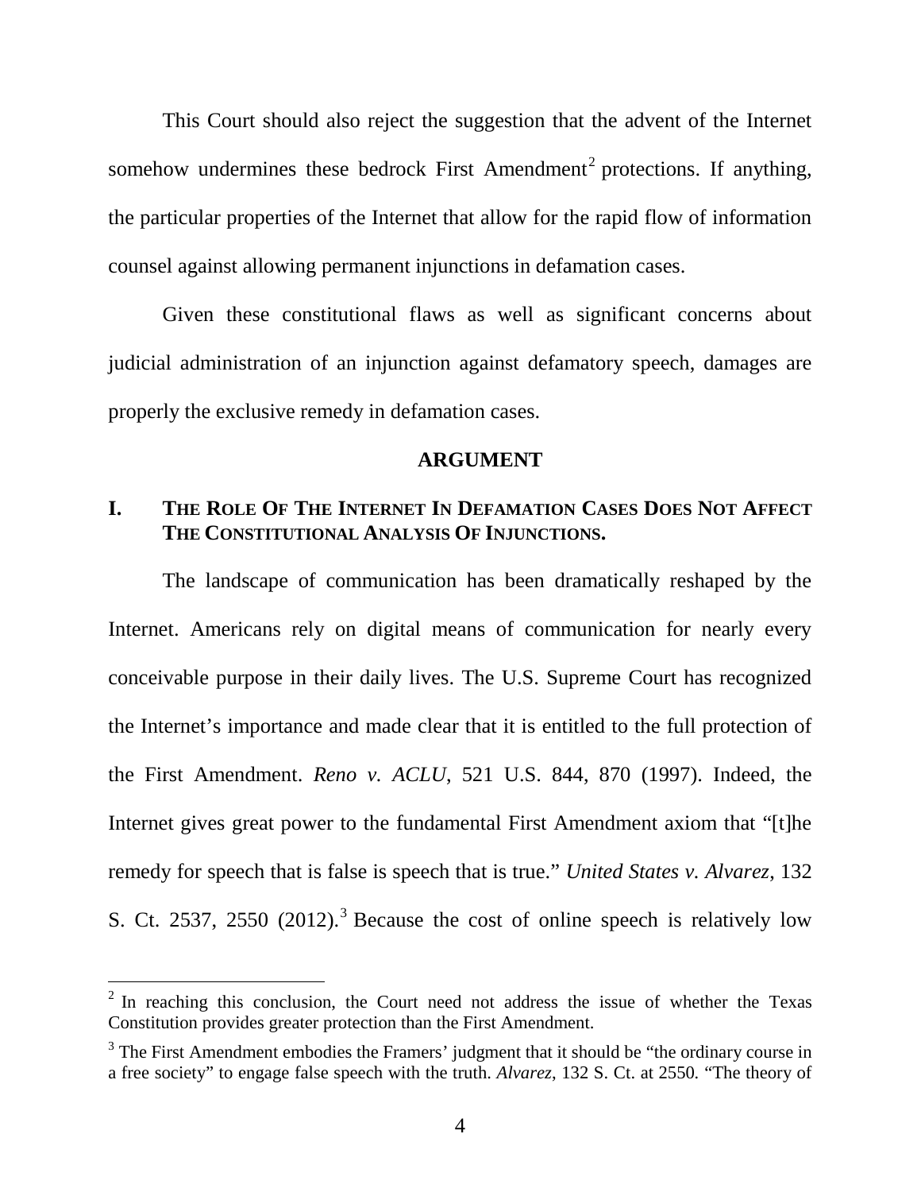This Court should also reject the suggestion that the advent of the Internet somehow undermines these bedrock First Amendment[2] protections. If anything, the particular properties of the Internet that allow for the rapid flow of information counsel against allowing permanent injunctions in defamation cases.

Given these constitutional flaws as well as significant concerns about judicial administration of an injunction against defamatory speech, damages are properly the exclusive remedy in defamation cases.

## ARGUMENT

### I. THE ROLE OF THE INTERNET IN DEFAMATION CASES DOES NOT AFFECT THE CONSTITUTIONAL ANALYSIS OF INJUNCTIONS.

The landscape of communication has been dramatically reshaped by the Internet. Americans rely on digital means of communication for nearly every conceivable purpose in their daily lives. The U.S. Supreme Court has recognized the Internet's importance and made clear that it is entitled to the full protection of the First Amendment. *Reno v. ACLU*, 521 U.S. 844, 870 (1997). Indeed, the Internet gives great power to the fundamental First Amendment axiom that "[t]he remedy for speech that is false is speech that is true." *United States v. Alvarez*, 132 S. Ct. 2537, 2550 (2012).[3] Because the cost of online speech is relatively low

---

[2] In reaching this conclusion, the Court need not address the issue of whether the Texas Constitution provides greater protection than the First Amendment.

[3] The First Amendment embodies the Framers' judgment that it should be "the ordinary course in a free society" to engage false speech with the truth. *Alvarez*, 132 S. Ct. at 2550. "The theory of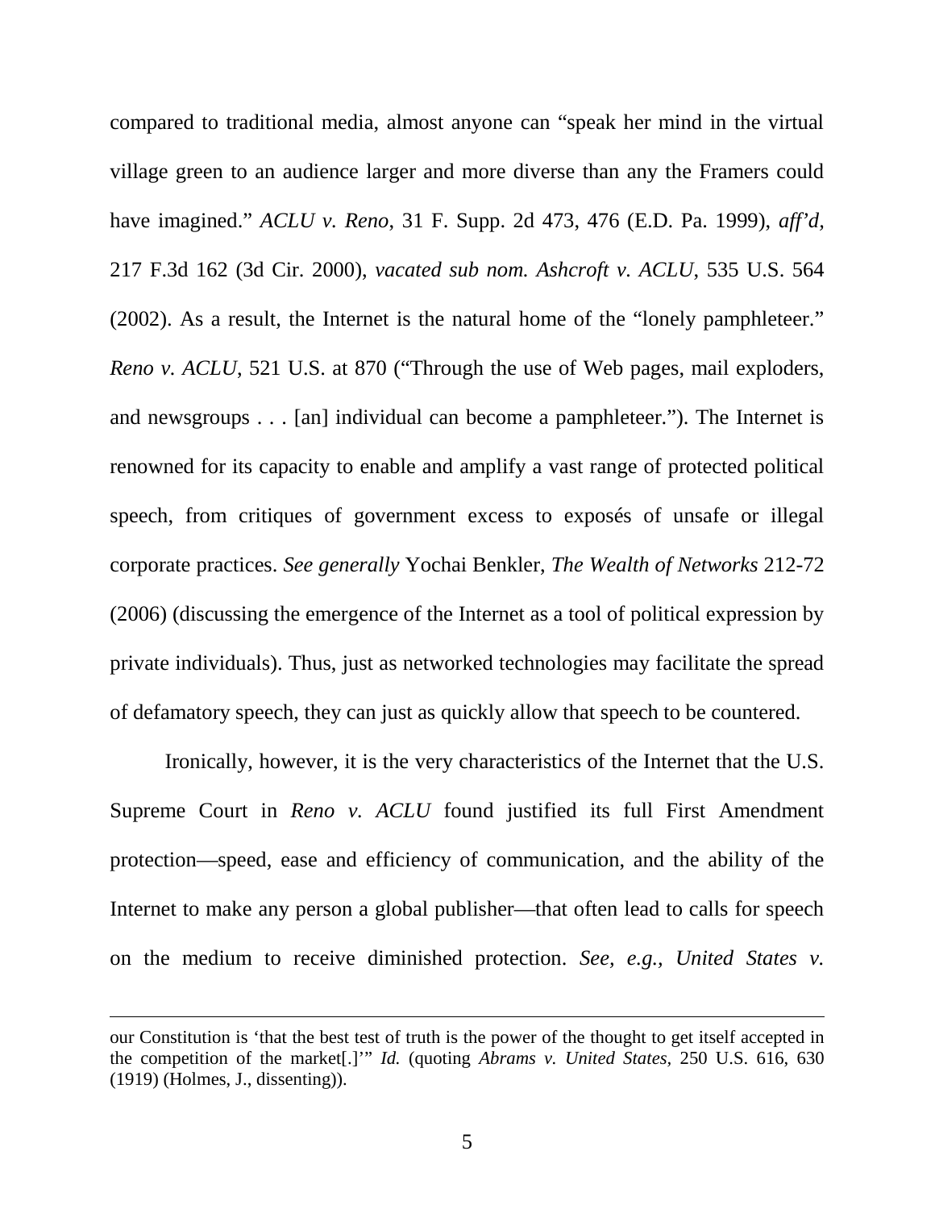compared to traditional media, almost anyone can "speak her mind in the virtual village green to an audience larger and more diverse than any the Framers could have imagined." *ACLU v. Reno*, 31 F. Supp. 2d 473, 476 (E.D. Pa. 1999), *aff'd*, 217 F.3d 162 (3d Cir. 2000), *vacated sub nom. Ashcroft v. ACLU*, 535 U.S. 564 (2002). As a result, the Internet is the natural home of the "lonely pamphleteer." *Reno v. ACLU*, 521 U.S. at 870 ("Through the use of Web pages, mail exploders, and newsgroups . . . [an] individual can become a pamphleteer."). The Internet is renowned for its capacity to enable and amplify a vast range of protected political speech, from critiques of government excess to exposés of unsafe or illegal corporate practices. *See generally* Yochai Benkler, *The Wealth of Networks* 212-72 (2006) (discussing the emergence of the Internet as a tool of political expression by private individuals). Thus, just as networked technologies may facilitate the spread of defamatory speech, they can just as quickly allow that speech to be countered.

Ironically, however, it is the very characteristics of the Internet that the U.S. Supreme Court in *Reno v. ACLU* found justified its full First Amendment protection—speed, ease and efficiency of communication, and the ability of the Internet to make any person a global publisher—that often lead to calls for speech on the medium to receive diminished protection. *See, e.g.*, *United States v.*

---

our Constitution is 'that the best test of truth is the power of the thought to get itself accepted in the competition of the market[.]'" *Id.* (quoting *Abrams v. United States*, 250 U.S. 616, 630 (1919) (Holmes, J., dissenting)).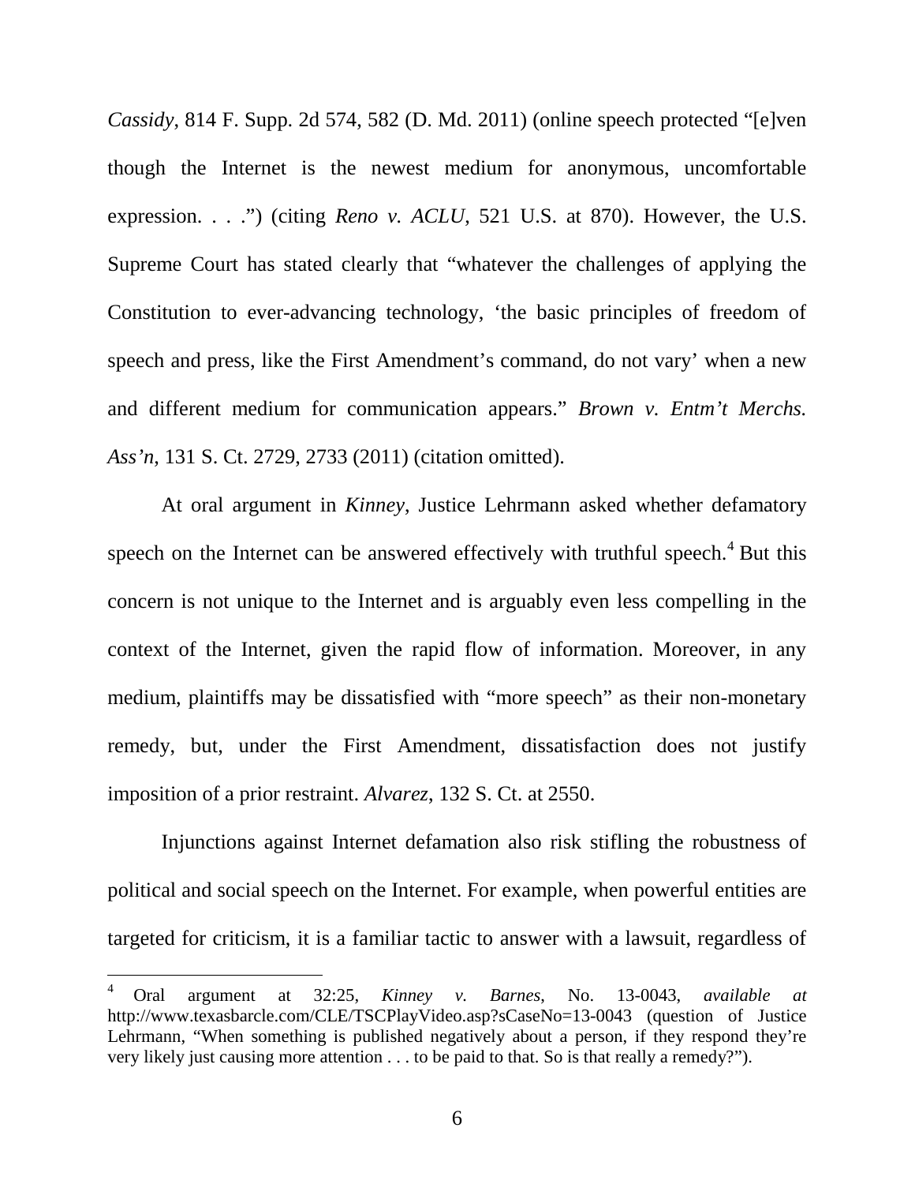*Cassidy*, 814 F. Supp. 2d 574, 582 (D. Md. 2011) (online speech protected "[e]ven though the Internet is the newest medium for anonymous, uncomfortable expression. . . .") (citing *Reno v. ACLU*, 521 U.S. at 870). However, the U.S. Supreme Court has stated clearly that "whatever the challenges of applying the Constitution to ever-advancing technology, 'the basic principles of freedom of speech and press, like the First Amendment's command, do not vary' when a new and different medium for communication appears." *Brown v. Entm't Merchs. Ass'n*, 131 S. Ct. 2729, 2733 (2011) (citation omitted).

At oral argument in *Kinney*, Justice Lehrmann asked whether defamatory speech on the Internet can be answered effectively with truthful speech.[4] But this concern is not unique to the Internet and is arguably even less compelling in the context of the Internet, given the rapid flow of information. Moreover, in any medium, plaintiffs may be dissatisfied with "more speech" as their non-monetary remedy, but, under the First Amendment, dissatisfaction does not justify imposition of a prior restraint. *Alvarez*, 132 S. Ct. at 2550.

Injunctions against Internet defamation also risk stifling the robustness of political and social speech on the Internet. For example, when powerful entities are targeted for criticism, it is a familiar tactic to answer with a lawsuit, regardless of

---

[4] Oral argument at 32:25, *Kinney v. Barnes*, No. 13-0043, *available at* http://www.texasbarcle.com/CLE/TSCPlayVideo.asp?sCaseNo=13-0043 (question of Justice Lehrmann, "When something is published negatively about a person, if they respond they're very likely just causing more attention . . . to be paid to that. So is that really a remedy?").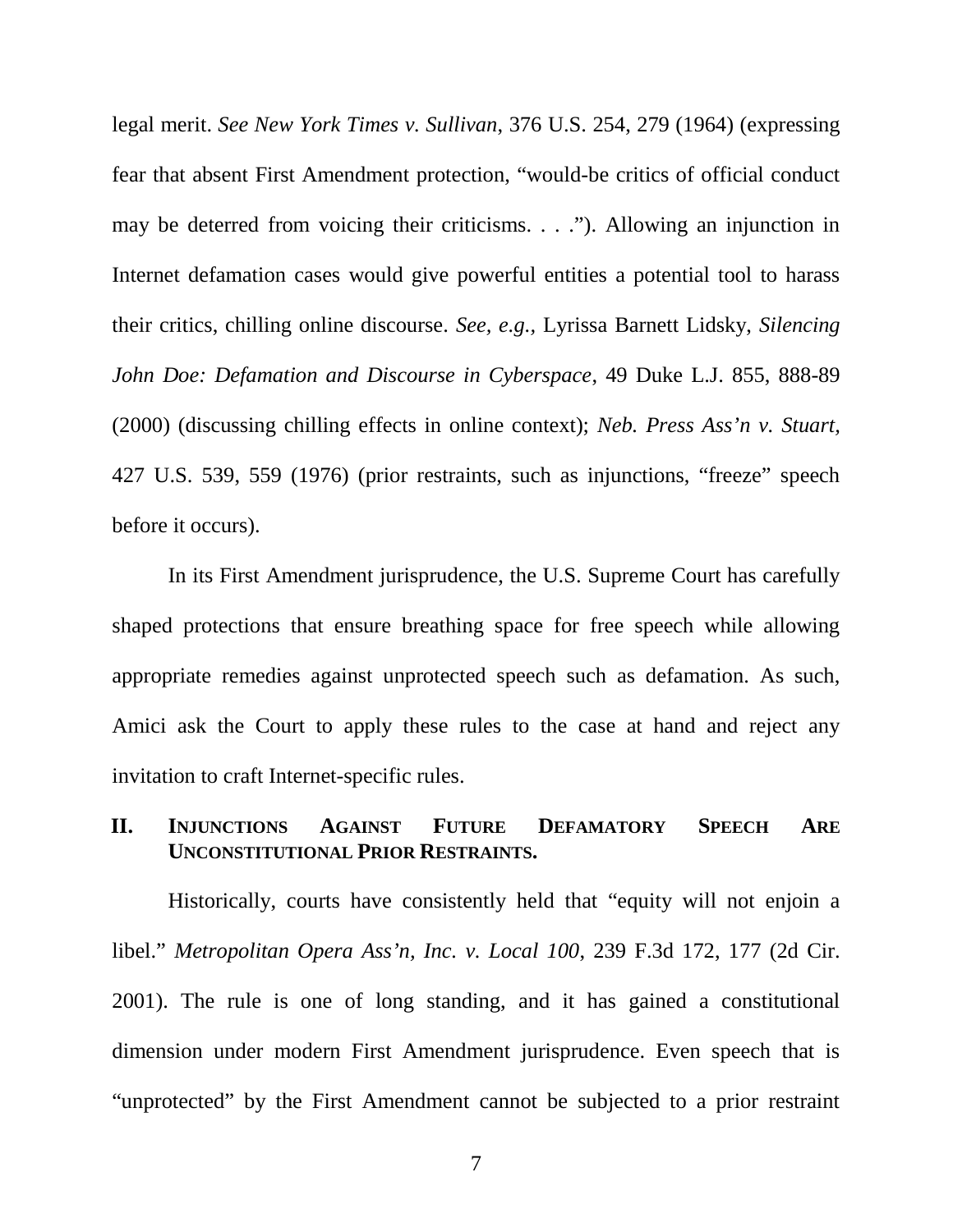legal merit. *See New York Times v. Sullivan*, 376 U.S. 254, 279 (1964) (expressing fear that absent First Amendment protection, "would-be critics of official conduct may be deterred from voicing their criticisms. . . ."). Allowing an injunction in Internet defamation cases would give powerful entities a potential tool to harass their critics, chilling online discourse. *See, e.g.*, Lyrissa Barnett Lidsky, *Silencing John Doe: Defamation and Discourse in Cyberspace*, 49 Duke L.J. 855, 888-89 (2000) (discussing chilling effects in online context); *Neb. Press Ass'n v. Stuart*, 427 U.S. 539, 559 (1976) (prior restraints, such as injunctions, "freeze" speech before it occurs).

In its First Amendment jurisprudence, the U.S. Supreme Court has carefully shaped protections that ensure breathing space for free speech while allowing appropriate remedies against unprotected speech such as defamation. As such, Amici ask the Court to apply these rules to the case at hand and reject any invitation to craft Internet-specific rules.

## II. INJUNCTIONS AGAINST FUTURE DEFAMATORY SPEECH ARE UNCONSTITUTIONAL PRIOR RESTRAINTS.

Historically, courts have consistently held that "equity will not enjoin a libel." *Metropolitan Opera Ass'n, Inc. v. Local 100*, 239 F.3d 172, 177 (2d Cir. 2001). The rule is one of long standing, and it has gained a constitutional dimension under modern First Amendment jurisprudence. Even speech that is "unprotected" by the First Amendment cannot be subjected to a prior restraint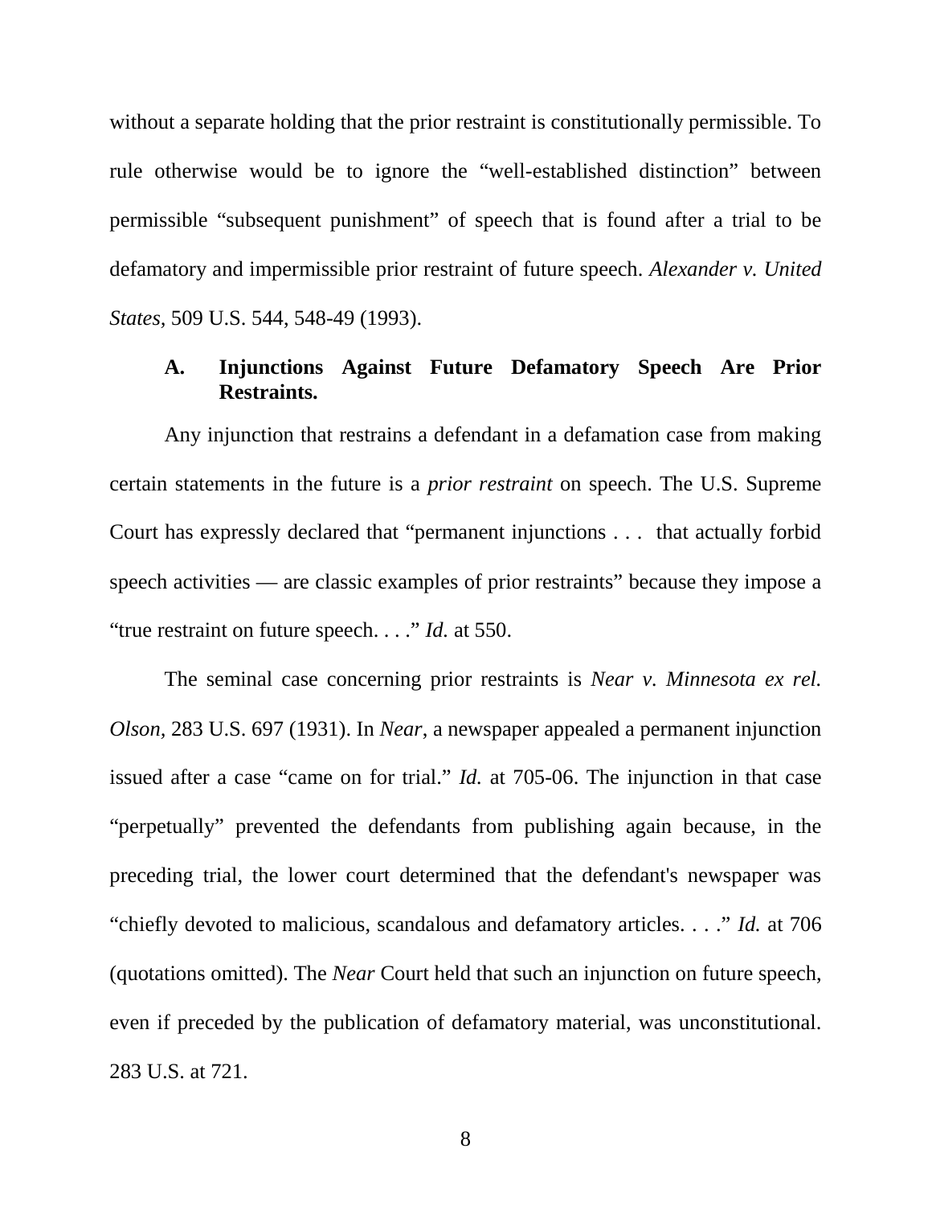without a separate holding that the prior restraint is constitutionally permissible. To rule otherwise would be to ignore the "well-established distinction" between permissible "subsequent punishment" of speech that is found after a trial to be defamatory and impermissible prior restraint of future speech. *Alexander v. United States*, 509 U.S. 544, 548-49 (1993).

### A. Injunctions Against Future Defamatory Speech Are Prior Restraints.

Any injunction that restrains a defendant in a defamation case from making certain statements in the future is a *prior restraint* on speech. The U.S. Supreme Court has expressly declared that "permanent injunctions . . . that actually forbid speech activities — are classic examples of prior restraints" because they impose a "true restraint on future speech. . . ." *Id.* at 550.

The seminal case concerning prior restraints is *Near v. Minnesota ex rel. Olson*, 283 U.S. 697 (1931). In *Near*, a newspaper appealed a permanent injunction issued after a case "came on for trial." *Id.* at 705-06. The injunction in that case "perpetually" prevented the defendants from publishing again because, in the preceding trial, the lower court determined that the defendant's newspaper was "chiefly devoted to malicious, scandalous and defamatory articles. . . ." *Id.* at 706 (quotations omitted). The *Near* Court held that such an injunction on future speech, even if preceded by the publication of defamatory material, was unconstitutional. 283 U.S. at 721.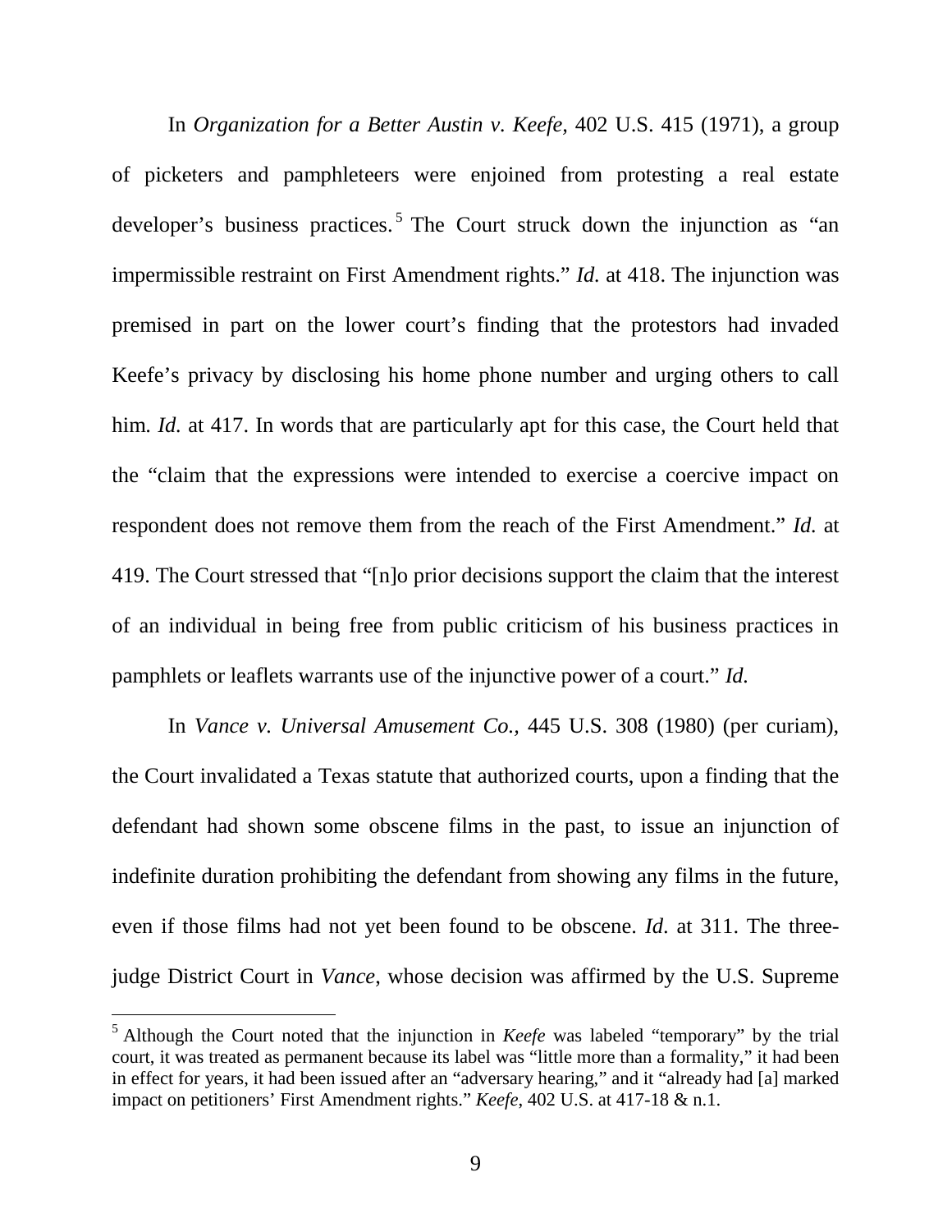In *Organization for a Better Austin v. Keefe*, 402 U.S. 415 (1971), a group of picketers and pamphleteers were enjoined from protesting a real estate developer's business practices.[5] The Court struck down the injunction as "an impermissible restraint on First Amendment rights." *Id.* at 418. The injunction was premised in part on the lower court's finding that the protestors had invaded Keefe's privacy by disclosing his home phone number and urging others to call him. *Id.* at 417. In words that are particularly apt for this case, the Court held that the "claim that the expressions were intended to exercise a coercive impact on respondent does not remove them from the reach of the First Amendment." *Id.* at 419. The Court stressed that "[n]o prior decisions support the claim that the interest of an individual in being free from public criticism of his business practices in pamphlets or leaflets warrants use of the injunctive power of a court." *Id.*

In *Vance v. Universal Amusement Co.*, 445 U.S. 308 (1980) (per curiam), the Court invalidated a Texas statute that authorized courts, upon a finding that the defendant had shown some obscene films in the past, to issue an injunction of indefinite duration prohibiting the defendant from showing any films in the future, even if those films had not yet been found to be obscene. *Id*. at 311. The three-judge District Court in *Vance*, whose decision was affirmed by the U.S. Supreme

---

[5] Although the Court noted that the injunction in *Keefe* was labeled "temporary" by the trial court, it was treated as permanent because its label was "little more than a formality," it had been in effect for years, it had been issued after an "adversary hearing," and it "already had [a] marked impact on petitioners' First Amendment rights." *Keefe*, 402 U.S. at 417-18 & n.1.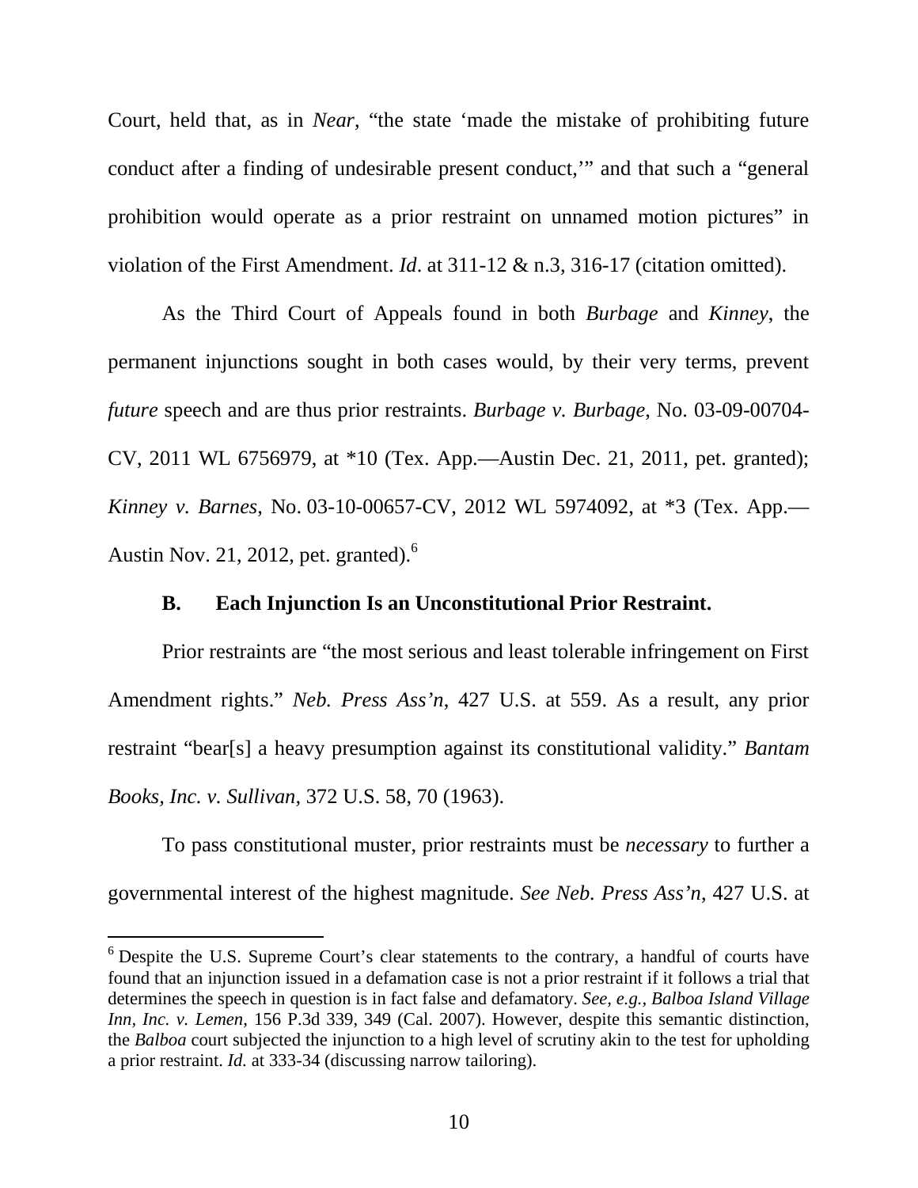Court, held that, as in *Near*, "the state 'made the mistake of prohibiting future conduct after a finding of undesirable present conduct,'" and that such a "general prohibition would operate as a prior restraint on unnamed motion pictures" in violation of the First Amendment. *Id*. at 311-12 & n.3, 316-17 (citation omitted).

As the Third Court of Appeals found in both *Burbage* and *Kinney*, the permanent injunctions sought in both cases would, by their very terms, prevent *future* speech and are thus prior restraints. *Burbage v. Burbage*, No. 03-09-00704-CV, 2011 WL 6756979, at *10 (Tex. App.—Austin Dec. 21, 2011, pet. granted); *Kinney v. Barnes*, No. 03-10-00657-CV, 2012 WL 5974092, at *3 (Tex. App.—Austin Nov. 21, 2012, pet. granted).[6]

### B. Each Injunction Is an Unconstitutional Prior Restraint.

Prior restraints are "the most serious and least tolerable infringement on First Amendment rights." *Neb. Press Ass'n*, 427 U.S. at 559. As a result, any prior restraint "bear[s] a heavy presumption against its constitutional validity." *Bantam Books, Inc. v. Sullivan,* 372 U.S. 58, 70 (1963).

To pass constitutional muster, prior restraints must be *necessary* to further a governmental interest of the highest magnitude. *See Neb. Press Ass'n*, 427 U.S. at

[6] Despite the U.S. Supreme Court's clear statements to the contrary, a handful of courts have found that an injunction issued in a defamation case is not a prior restraint if it follows a trial that determines the speech in question is in fact false and defamatory. *See, e.g., Balboa Island Village Inn, Inc. v. Lemen*, 156 P.3d 339, 349 (Cal. 2007). However, despite this semantic distinction, the *Balboa* court subjected the injunction to a high level of scrutiny akin to the test for upholding a prior restraint. *Id.* at 333-34 (discussing narrow tailoring).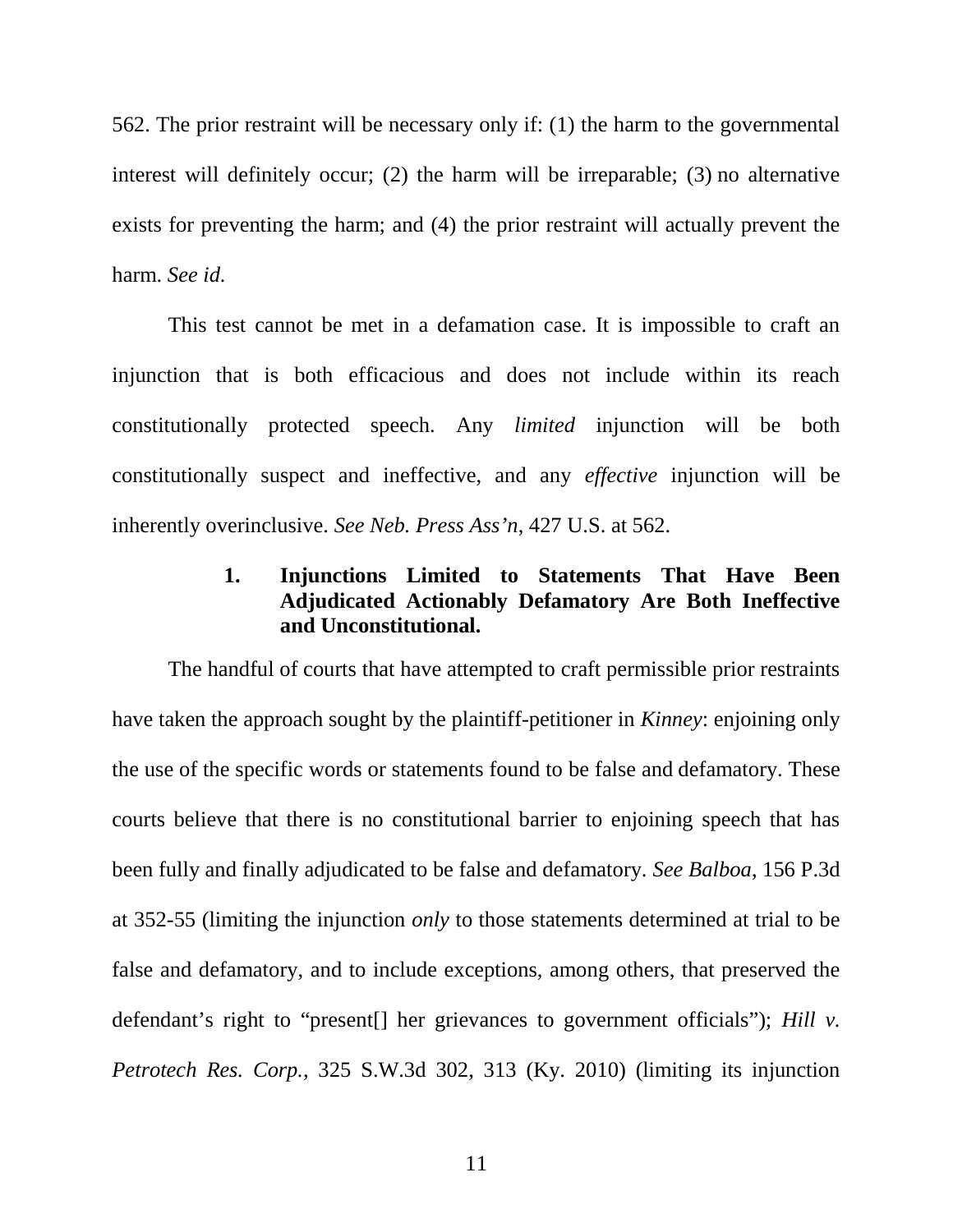562. The prior restraint will be necessary only if: (1) the harm to the governmental interest will definitely occur; (2) the harm will be irreparable; (3) no alternative exists for preventing the harm; and (4) the prior restraint will actually prevent the harm. *See id.*

This test cannot be met in a defamation case. It is impossible to craft an injunction that is both efficacious and does not include within its reach constitutionally protected speech. Any *limited* injunction will be both constitutionally suspect and ineffective, and any *effective* injunction will be inherently overinclusive. *See Neb. Press Ass'n*, 427 U.S. at 562.

### 1. Injunctions Limited to Statements That Have Been Adjudicated Actionably Defamatory Are Both Ineffective and Unconstitutional.

The handful of courts that have attempted to craft permissible prior restraints have taken the approach sought by the plaintiff-petitioner in *Kinney*: enjoining only the use of the specific words or statements found to be false and defamatory. These courts believe that there is no constitutional barrier to enjoining speech that has been fully and finally adjudicated to be false and defamatory. *See Balboa*, 156 P.3d at 352-55 (limiting the injunction *only* to those statements determined at trial to be false and defamatory, and to include exceptions, among others, that preserved the defendant's right to "present[] her grievances to government officials"); *Hill v. Petrotech Res. Corp.*, 325 S.W.3d 302, 313 (Ky. 2010) (limiting its injunction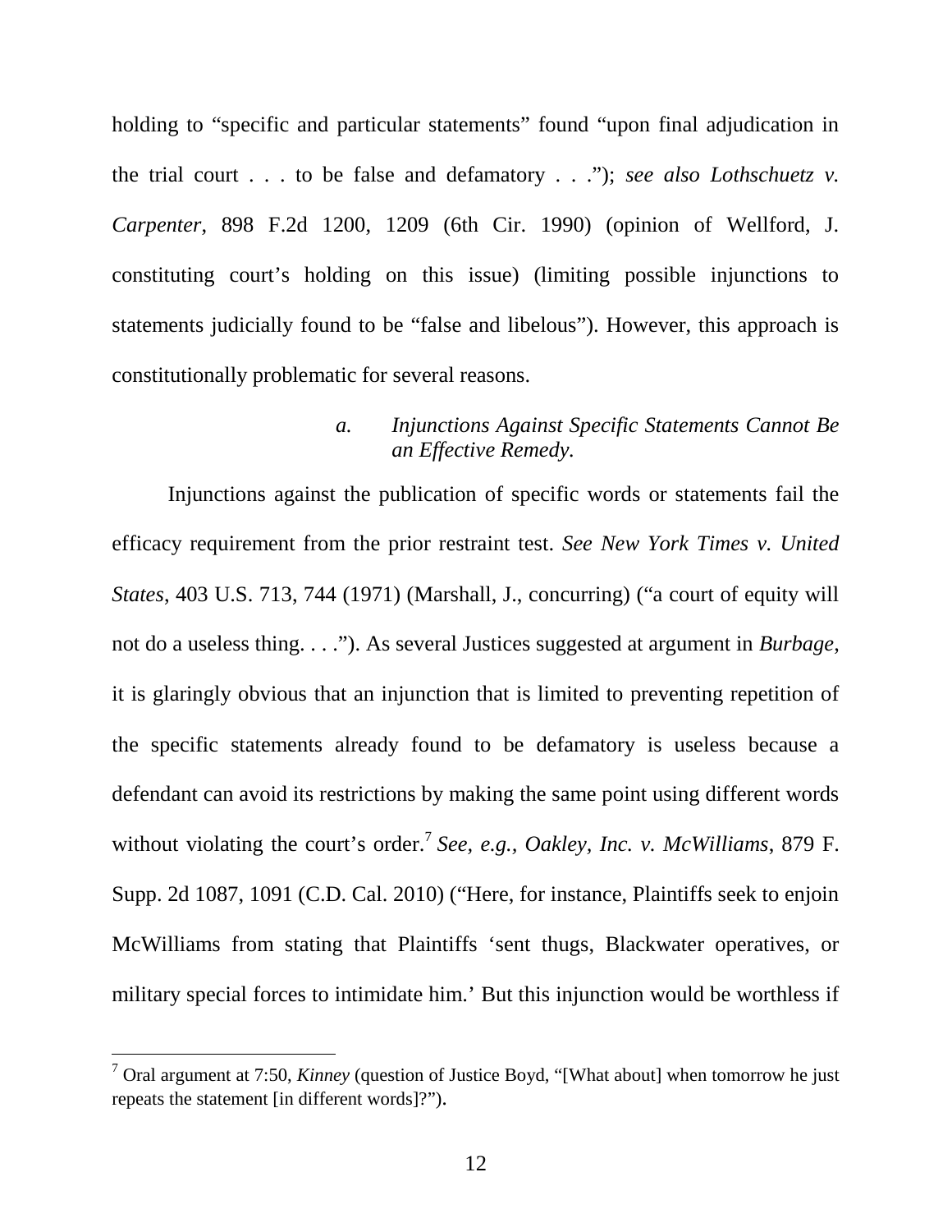holding to "specific and particular statements" found "upon final adjudication in the trial court . . . to be false and defamatory . . ."); *see also Lothschuetz v. Carpenter*, 898 F.2d 1200, 1209 (6th Cir. 1990) (opinion of Wellford, J. constituting court's holding on this issue) (limiting possible injunctions to statements judicially found to be "false and libelous"). However, this approach is constitutionally problematic for several reasons.

#### a. *Injunctions Against Specific Statements Cannot Be an Effective Remedy.*

Injunctions against the publication of specific words or statements fail the efficacy requirement from the prior restraint test. *See New York Times v. United States*, 403 U.S. 713, 744 (1971) (Marshall, J., concurring) ("a court of equity will not do a useless thing. . . ."). As several Justices suggested at argument in *Burbage*, it is glaringly obvious that an injunction that is limited to preventing repetition of the specific statements already found to be defamatory is useless because a defendant can avoid its restrictions by making the same point using different words without violating the court's order.[7] *See, e.g., Oakley, Inc. v. McWilliams*, 879 F. Supp. 2d 1087, 1091 (C.D. Cal. 2010) ("Here, for instance, Plaintiffs seek to enjoin McWilliams from stating that Plaintiffs 'sent thugs, Blackwater operatives, or military special forces to intimidate him.' But this injunction would be worthless if

---

[7] Oral argument at 7:50, *Kinney* (question of Justice Boyd, "[What about] when tomorrow he just repeats the statement [in different words]?").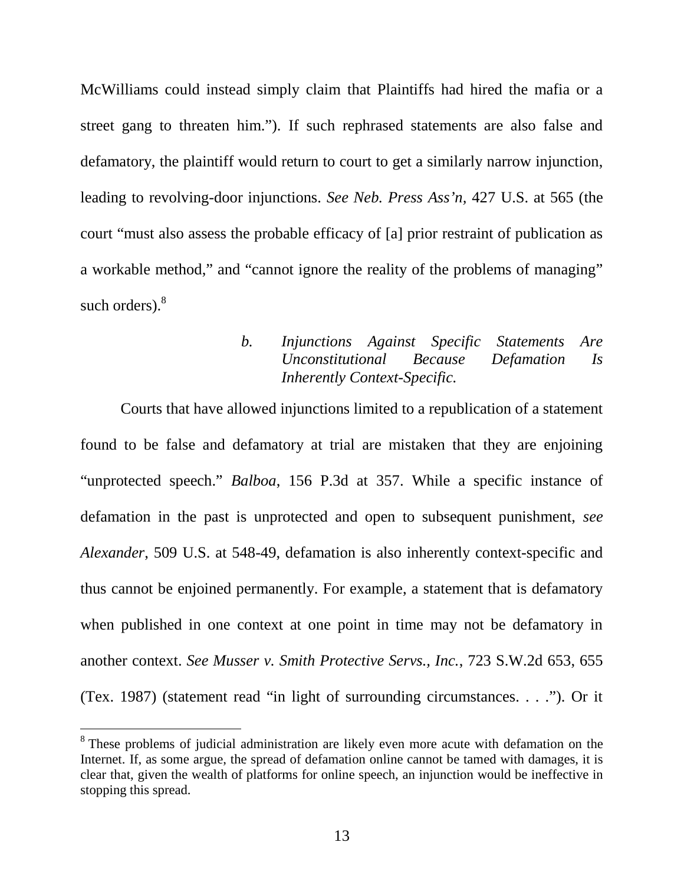McWilliams could instead simply claim that Plaintiffs had hired the mafia or a street gang to threaten him."). If such rephrased statements are also false and defamatory, the plaintiff would return to court to get a similarly narrow injunction, leading to revolving-door injunctions. *See Neb. Press Ass'n*, 427 U.S. at 565 (the court "must also assess the probable efficacy of [a] prior restraint of publication as a workable method," and "cannot ignore the reality of the problems of managing" such orders).[8]

##### *b. Injunctions Against Specific Statements Are Unconstitutional Because Defamation Is Inherently Context-Specific.*

Courts that have allowed injunctions limited to a republication of a statement found to be false and defamatory at trial are mistaken that they are enjoining "unprotected speech." *Balboa*, 156 P.3d at 357. While a specific instance of defamation in the past is unprotected and open to subsequent punishment, *see Alexander*, 509 U.S. at 548-49, defamation is also inherently context-specific and thus cannot be enjoined permanently. For example, a statement that is defamatory when published in one context at one point in time may not be defamatory in another context. *See Musser v. Smith Protective Servs., Inc.*, 723 S.W.2d 653, 655 (Tex. 1987) (statement read "in light of surrounding circumstances. . . ."). Or it

---

[8] These problems of judicial administration are likely even more acute with defamation on the Internet. If, as some argue, the spread of defamation online cannot be tamed with damages, it is clear that, given the wealth of platforms for online speech, an injunction would be ineffective in stopping this spread.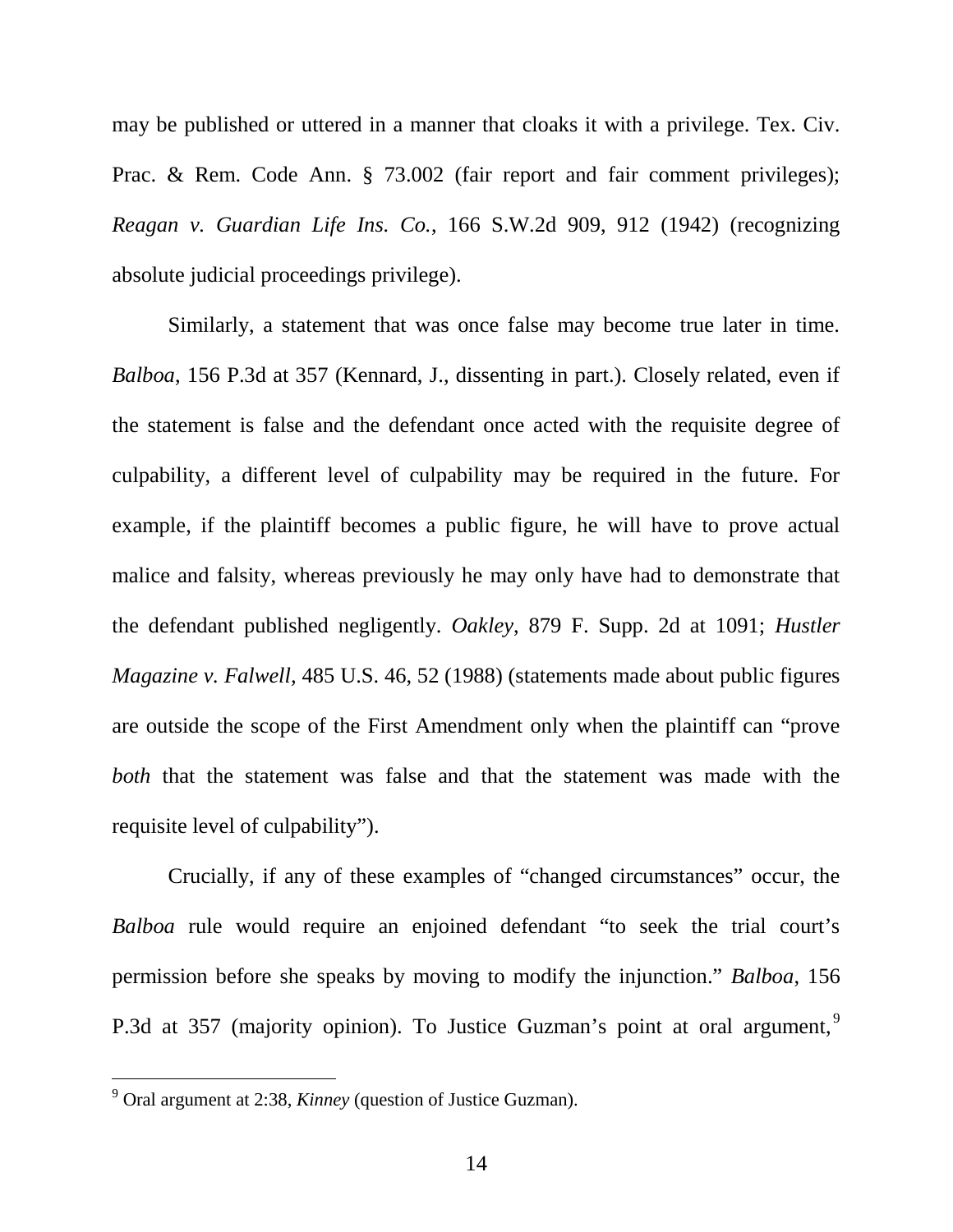may be published or uttered in a manner that cloaks it with a privilege. Tex. Civ. Prac. & Rem. Code Ann. § 73.002 (fair report and fair comment privileges); *Reagan v. Guardian Life Ins. Co.*, 166 S.W.2d 909, 912 (1942) (recognizing absolute judicial proceedings privilege).

Similarly, a statement that was once false may become true later in time. *Balboa*, 156 P.3d at 357 (Kennard, J., dissenting in part.). Closely related, even if the statement is false and the defendant once acted with the requisite degree of culpability, a different level of culpability may be required in the future. For example, if the plaintiff becomes a public figure, he will have to prove actual malice and falsity, whereas previously he may only have had to demonstrate that the defendant published negligently. *Oakley*, 879 F. Supp. 2d at 1091; *Hustler Magazine v. Falwell*, 485 U.S. 46, 52 (1988) (statements made about public figures are outside the scope of the First Amendment only when the plaintiff can "prove *both* that the statement was false and that the statement was made with the requisite level of culpability").

Crucially, if any of these examples of "changed circumstances" occur, the *Balboa* rule would require an enjoined defendant "to seek the trial court's permission before she speaks by moving to modify the injunction." *Balboa*, 156 P.3d at 357 (majority opinion). To Justice Guzman's point at oral argument,[9]

[9] Oral argument at 2:38, *Kinney* (question of Justice Guzman).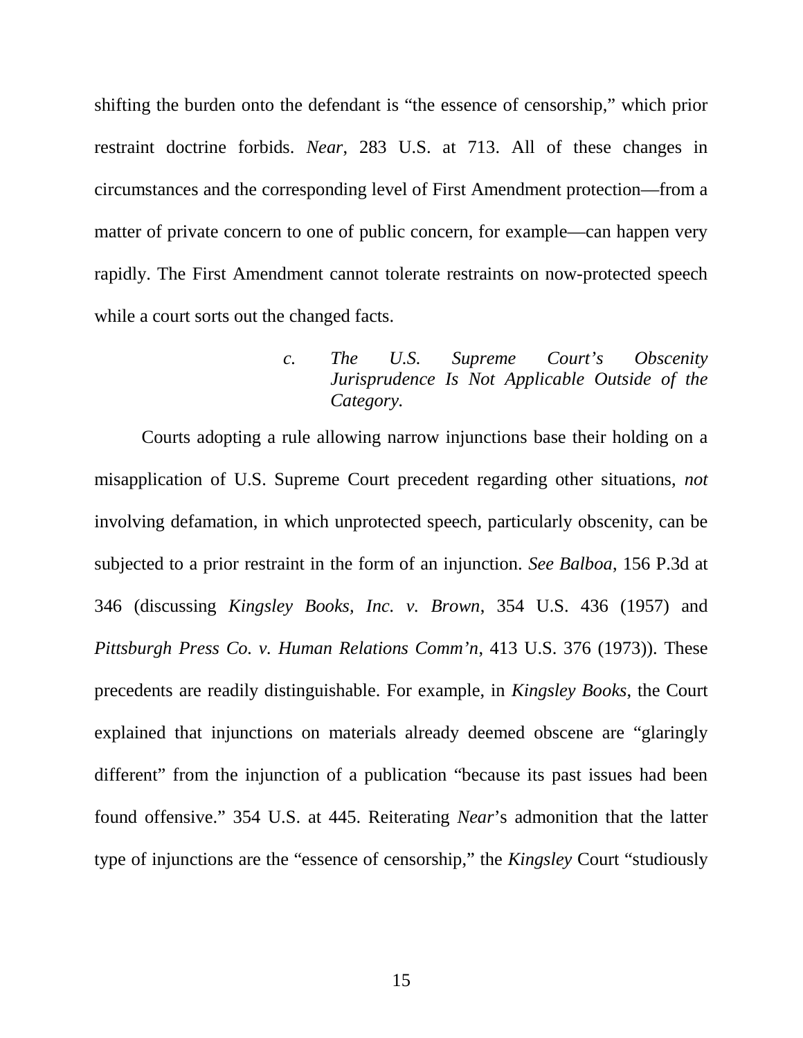shifting the burden onto the defendant is "the essence of censorship," which prior restraint doctrine forbids. *Near*, 283 U.S. at 713. All of these changes in circumstances and the corresponding level of First Amendment protection—from a matter of private concern to one of public concern, for example—can happen very rapidly. The First Amendment cannot tolerate restraints on now-protected speech while a court sorts out the changed facts.

#### *c. The U.S. Supreme Court's Obscenity Jurisprudence Is Not Applicable Outside of the Category.*

Courts adopting a rule allowing narrow injunctions base their holding on a misapplication of U.S. Supreme Court precedent regarding other situations, *not* involving defamation, in which unprotected speech, particularly obscenity, can be subjected to a prior restraint in the form of an injunction. *See Balboa*, 156 P.3d at 346 (discussing *Kingsley Books, Inc. v. Brown*, 354 U.S. 436 (1957) and *Pittsburgh Press Co. v. Human Relations Comm'n*, 413 U.S. 376 (1973)). These precedents are readily distinguishable. For example, in *Kingsley Books*, the Court explained that injunctions on materials already deemed obscene are "glaringly different" from the injunction of a publication "because its past issues had been found offensive." 354 U.S. at 445. Reiterating *Near*'s admonition that the latter type of injunctions are the "essence of censorship," the *Kingsley* Court "studiously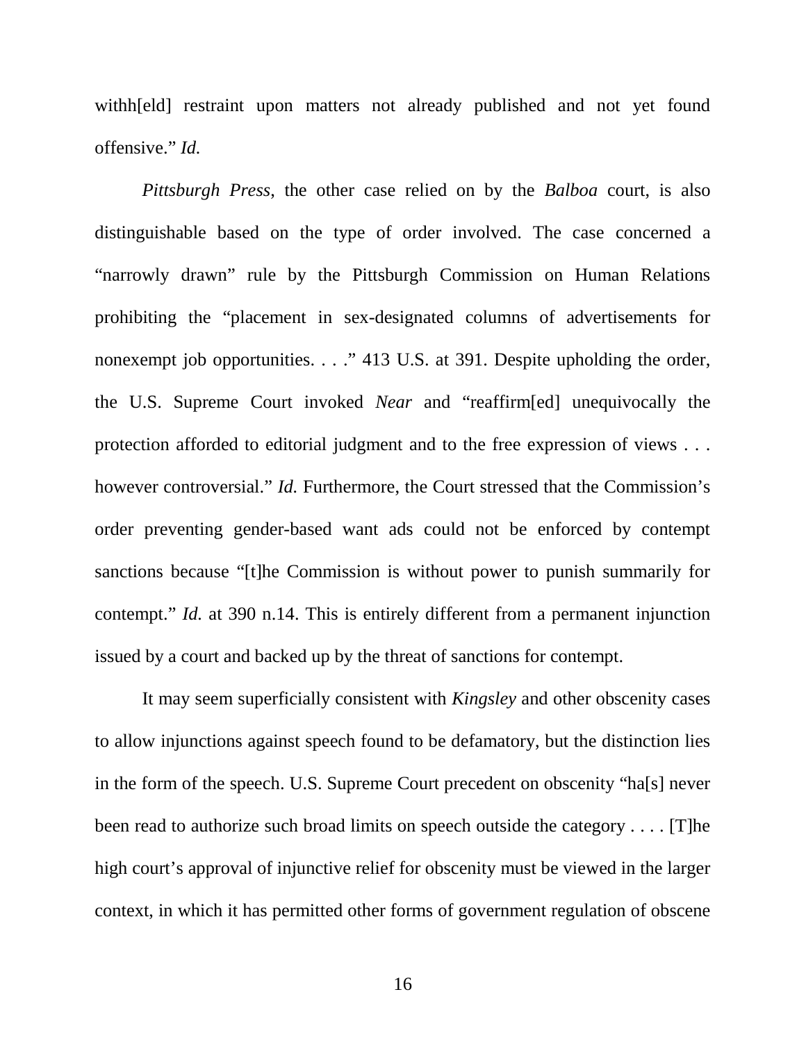withh[eld] restraint upon matters not already published and not yet found offensive." *Id.*

*Pittsburgh Press*, the other case relied on by the *Balboa* court, is also distinguishable based on the type of order involved. The case concerned a "narrowly drawn" rule by the Pittsburgh Commission on Human Relations prohibiting the "placement in sex-designated columns of advertisements for nonexempt job opportunities. . . ." 413 U.S. at 391. Despite upholding the order, the U.S. Supreme Court invoked *Near* and "reaffirm[ed] unequivocally the protection afforded to editorial judgment and to the free expression of views . . . however controversial." *Id.* Furthermore, the Court stressed that the Commission's order preventing gender-based want ads could not be enforced by contempt sanctions because "[t]he Commission is without power to punish summarily for contempt." *Id.* at 390 n.14. This is entirely different from a permanent injunction issued by a court and backed up by the threat of sanctions for contempt.

It may seem superficially consistent with *Kingsley* and other obscenity cases to allow injunctions against speech found to be defamatory, but the distinction lies in the form of the speech. U.S. Supreme Court precedent on obscenity "ha[s] never been read to authorize such broad limits on speech outside the category . . . . [T]he high court's approval of injunctive relief for obscenity must be viewed in the larger context, in which it has permitted other forms of government regulation of obscene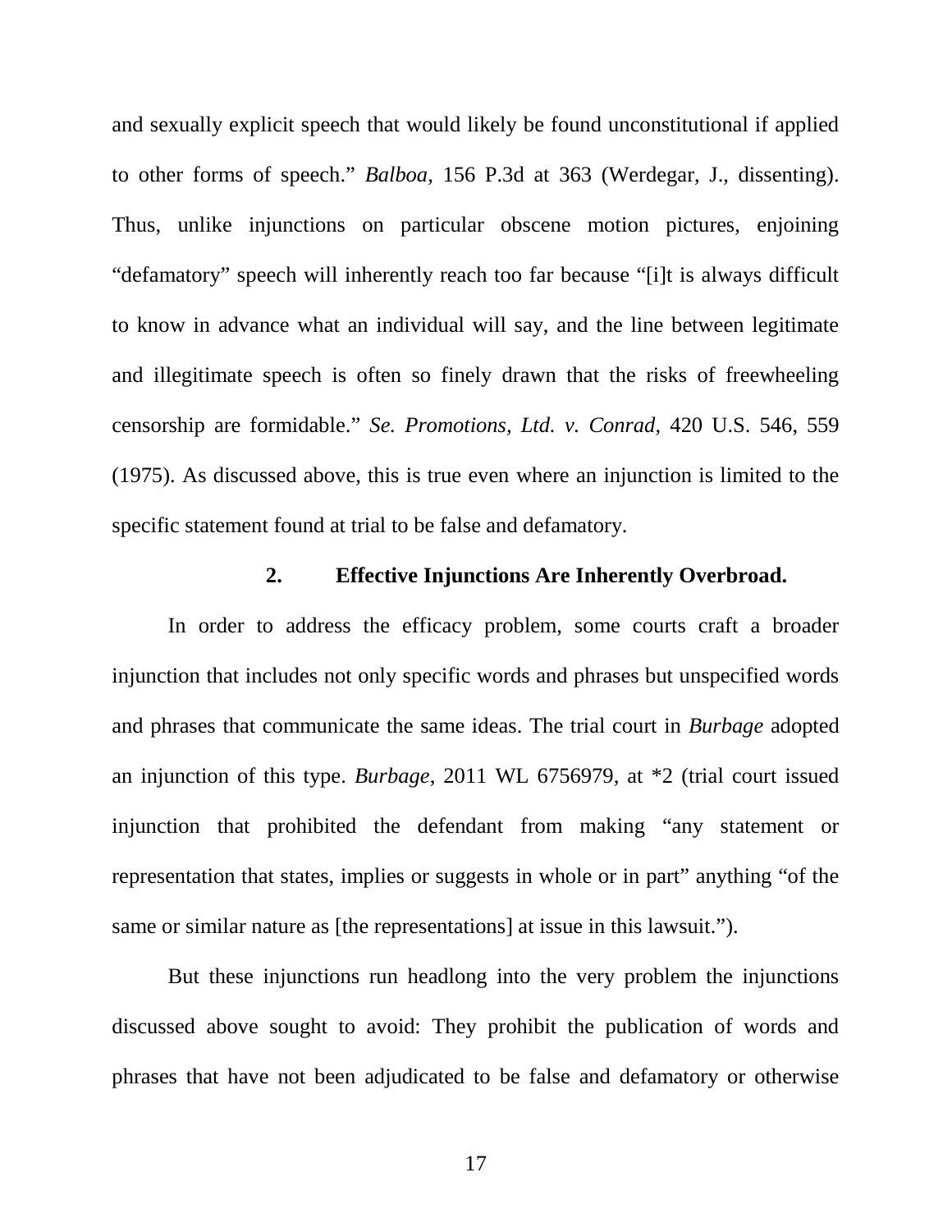and sexually explicit speech that would likely be found unconstitutional if applied to other forms of speech." *Balboa*, 156 P.3d at 363 (Werdegar, J., dissenting). Thus, unlike injunctions on particular obscene motion pictures, enjoining "defamatory" speech will inherently reach too far because "[i]t is always difficult to know in advance what an individual will say, and the line between legitimate and illegitimate speech is often so finely drawn that the risks of freewheeling censorship are formidable." *Se. Promotions, Ltd. v. Conrad*, 420 U.S. 546, 559 (1975). As discussed above, this is true even where an injunction is limited to the specific statement found at trial to be false and defamatory.

### 2. Effective Injunctions Are Inherently Overbroad.

In order to address the efficacy problem, some courts craft a broader injunction that includes not only specific words and phrases but unspecified words and phrases that communicate the same ideas. The trial court in *Burbage* adopted an injunction of this type. *Burbage*, 2011 WL 6756979, at *2 (trial court issued injunction that prohibited the defendant from making "any statement or representation that states, implies or suggests in whole or in part" anything "of the same or similar nature as [the representations] at issue in this lawsuit.").

But these injunctions run headlong into the very problem the injunctions discussed above sought to avoid: They prohibit the publication of words and phrases that have not been adjudicated to be false and defamatory or otherwise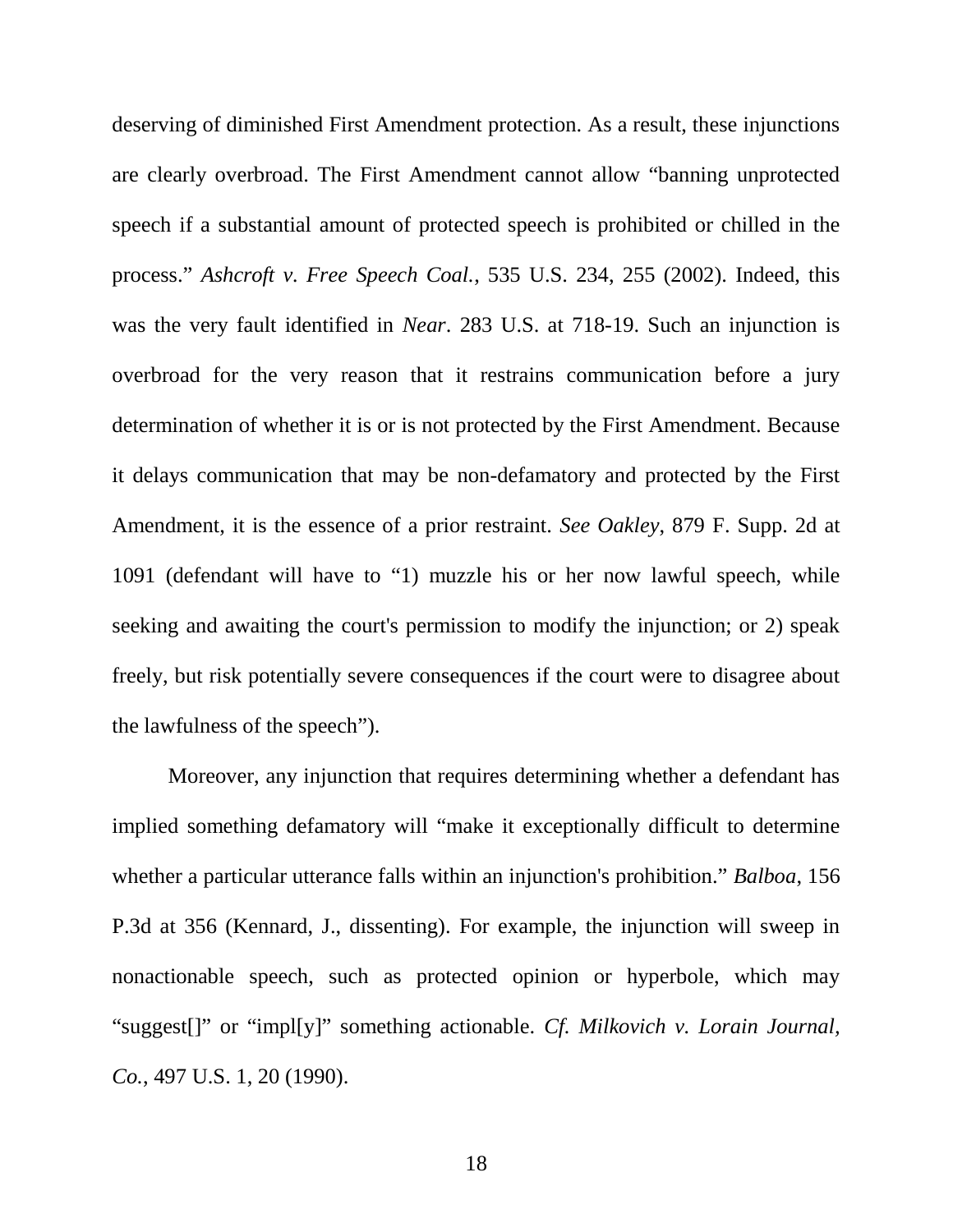deserving of diminished First Amendment protection. As a result, these injunctions are clearly overbroad. The First Amendment cannot allow "banning unprotected speech if a substantial amount of protected speech is prohibited or chilled in the process." *Ashcroft v. Free Speech Coal.*, 535 U.S. 234, 255 (2002). Indeed, this was the very fault identified in *Near*. 283 U.S. at 718-19. Such an injunction is overbroad for the very reason that it restrains communication before a jury determination of whether it is or is not protected by the First Amendment. Because it delays communication that may be non-defamatory and protected by the First Amendment, it is the essence of a prior restraint. *See Oakley*, 879 F. Supp. 2d at 1091 (defendant will have to "1) muzzle his or her now lawful speech, while seeking and awaiting the court's permission to modify the injunction; or 2) speak freely, but risk potentially severe consequences if the court were to disagree about the lawfulness of the speech").

Moreover, any injunction that requires determining whether a defendant has implied something defamatory will "make it exceptionally difficult to determine whether a particular utterance falls within an injunction's prohibition." *Balboa*, 156 P.3d at 356 (Kennard, J., dissenting). For example, the injunction will sweep in nonactionable speech, such as protected opinion or hyperbole, which may "suggest[]" or "impl[y]" something actionable. *Cf. Milkovich v. Lorain Journal, Co.*, 497 U.S. 1, 20 (1990).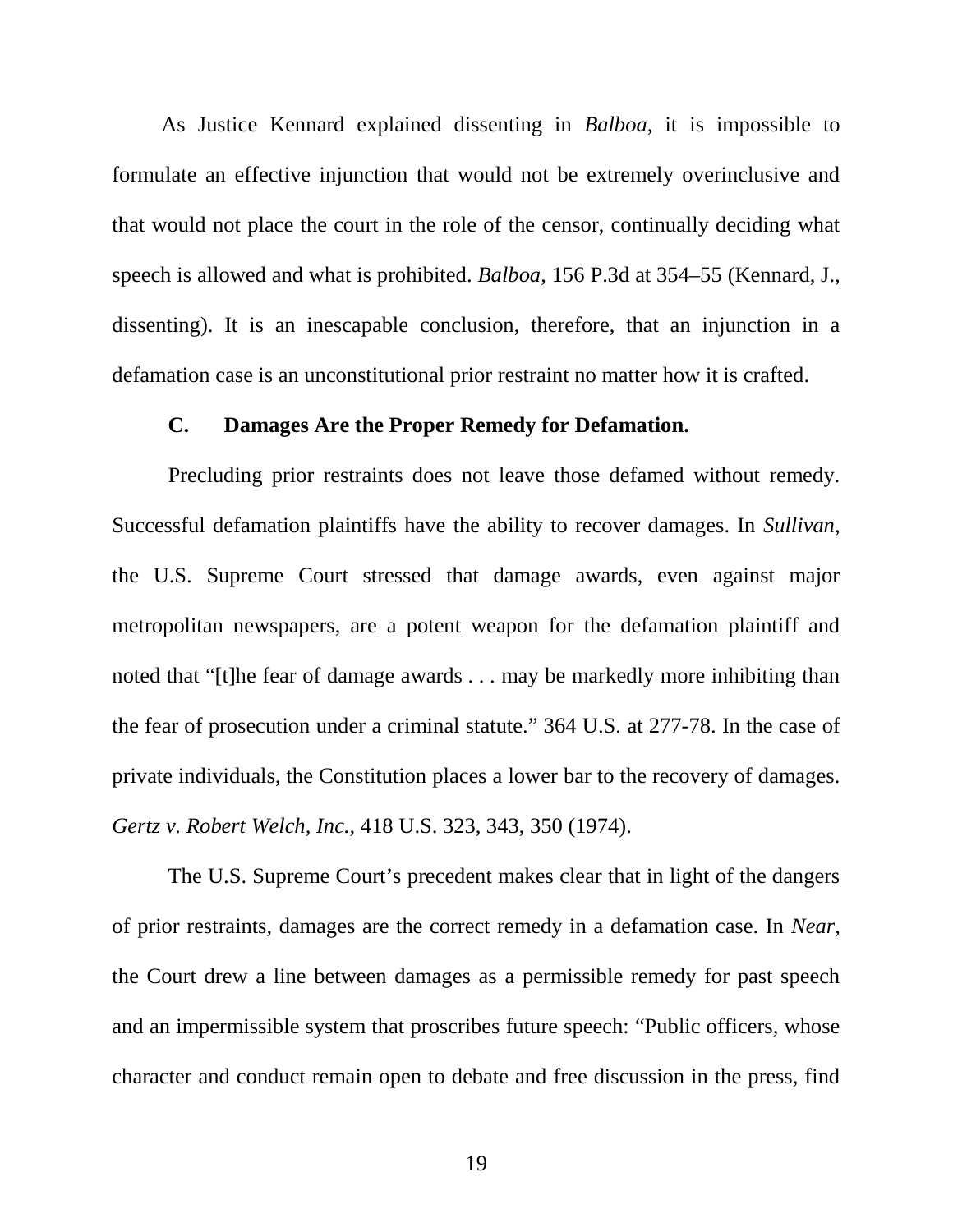As Justice Kennard explained dissenting in *Balboa*, it is impossible to formulate an effective injunction that would not be extremely overinclusive and that would not place the court in the role of the censor, continually deciding what speech is allowed and what is prohibited. *Balboa*, 156 P.3d at 354–55 (Kennard, J., dissenting). It is an inescapable conclusion, therefore, that an injunction in a defamation case is an unconstitutional prior restraint no matter how it is crafted.

### C. Damages Are the Proper Remedy for Defamation.

Precluding prior restraints does not leave those defamed without remedy. Successful defamation plaintiffs have the ability to recover damages. In *Sullivan*, the U.S. Supreme Court stressed that damage awards, even against major metropolitan newspapers, are a potent weapon for the defamation plaintiff and noted that "[t]he fear of damage awards . . . may be markedly more inhibiting than the fear of prosecution under a criminal statute." 364 U.S. at 277-78. In the case of private individuals, the Constitution places a lower bar to the recovery of damages. *Gertz v. Robert Welch, Inc.*, 418 U.S. 323, 343, 350 (1974).

The U.S. Supreme Court's precedent makes clear that in light of the dangers of prior restraints, damages are the correct remedy in a defamation case. In *Near*, the Court drew a line between damages as a permissible remedy for past speech and an impermissible system that proscribes future speech: "Public officers, whose character and conduct remain open to debate and free discussion in the press, find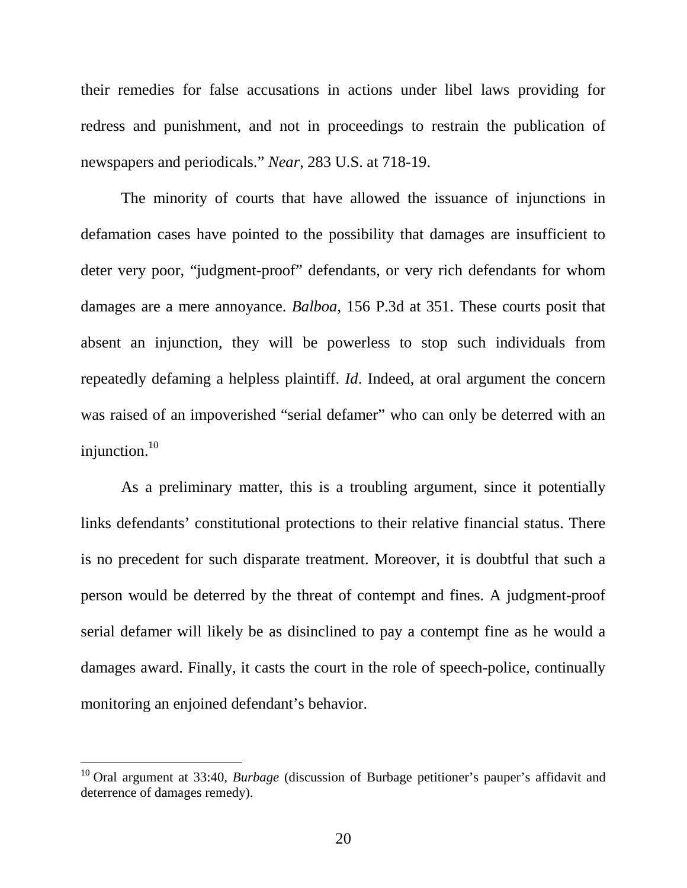their remedies for false accusations in actions under libel laws providing for redress and punishment, and not in proceedings to restrain the publication of newspapers and periodicals." *Near*, 283 U.S. at 718-19.

The minority of courts that have allowed the issuance of injunctions in defamation cases have pointed to the possibility that damages are insufficient to deter very poor, "judgment-proof" defendants, or very rich defendants for whom damages are a mere annoyance. *Balboa*, 156 P.3d at 351. These courts posit that absent an injunction, they will be powerless to stop such individuals from repeatedly defaming a helpless plaintiff. *Id*. Indeed, at oral argument the concern was raised of an impoverished "serial defamer" who can only be deterred with an injunction.[10]

As a preliminary matter, this is a troubling argument, since it potentially links defendants' constitutional protections to their relative financial status. There is no precedent for such disparate treatment. Moreover, it is doubtful that such a person would be deterred by the threat of contempt and fines. A judgment-proof serial defamer will likely be as disinclined to pay a contempt fine as he would a damages award. Finally, it casts the court in the role of speech-police, continually monitoring an enjoined defendant's behavior.

---

[10] Oral argument at 33:40, *Burbage* (discussion of Burbage petitioner's pauper's affidavit and deterrence of damages remedy).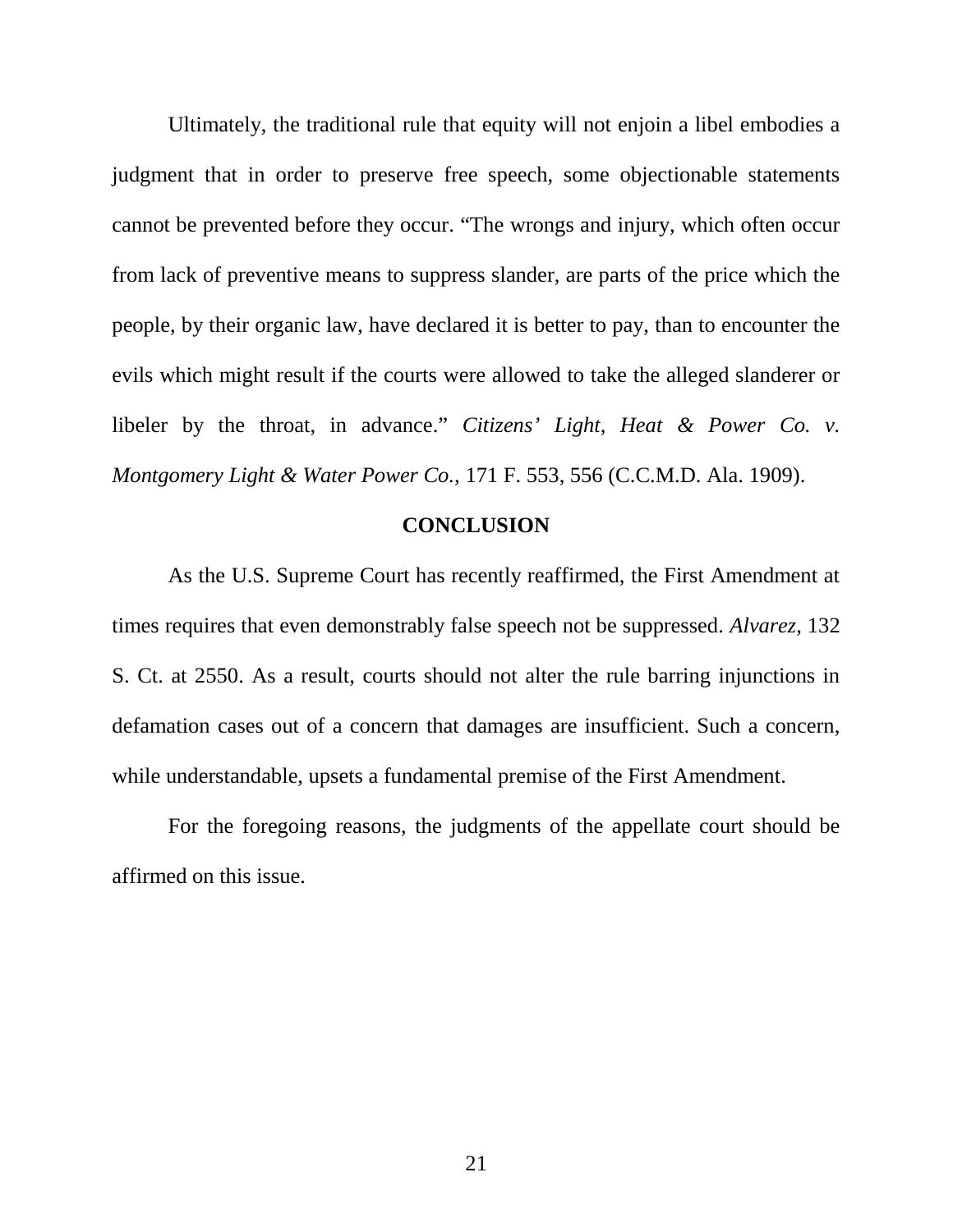Ultimately, the traditional rule that equity will not enjoin a libel embodies a judgment that in order to preserve free speech, some objectionable statements cannot be prevented before they occur. "The wrongs and injury, which often occur from lack of preventive means to suppress slander, are parts of the price which the people, by their organic law, have declared it is better to pay, than to encounter the evils which might result if the courts were allowed to take the alleged slanderer or libeler by the throat, in advance." *Citizens' Light, Heat & Power Co. v. Montgomery Light & Water Power Co.*, 171 F. 553, 556 (C.C.M.D. Ala. 1909).

## CONCLUSION

As the U.S. Supreme Court has recently reaffirmed, the First Amendment at times requires that even demonstrably false speech not be suppressed. *Alvarez*, 132 S. Ct. at 2550. As a result, courts should not alter the rule barring injunctions in defamation cases out of a concern that damages are insufficient. Such a concern, while understandable, upsets a fundamental premise of the First Amendment.

For the foregoing reasons, the judgments of the appellate court should be affirmed on this issue.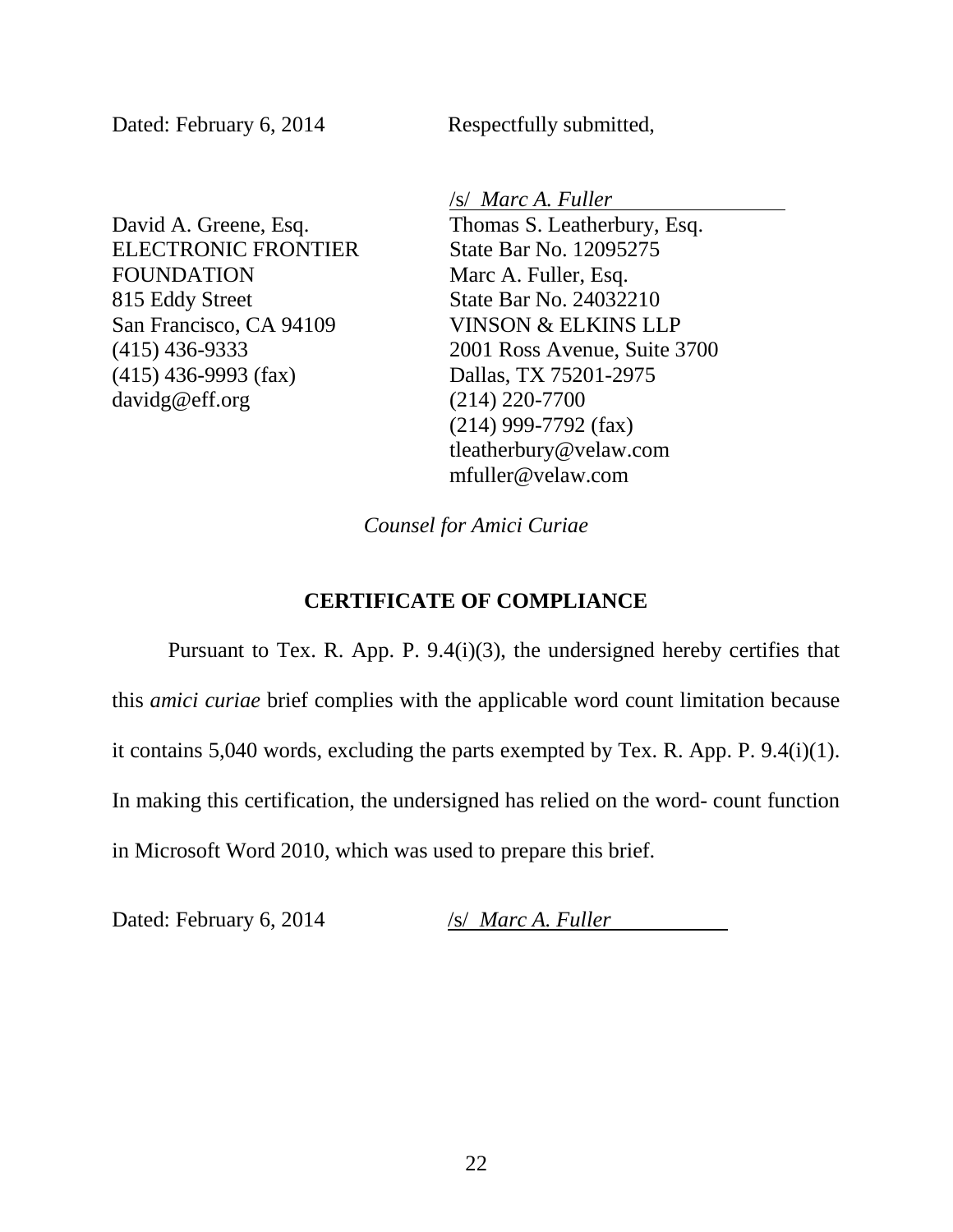Dated: February 6, 2014

Respectfully submitted,

/s/ *Marc A. Fuller*

David A. Greene, Esq.
ELECTRONIC FRONTIER FOUNDATION
815 Eddy Street
San Francisco, CA 94109
(415) 436-9333
(415) 436-9993 (fax)
davidg@eff.org

Thomas S. Leatherbury, Esq.
State Bar No. 12095275
Marc A. Fuller, Esq.
State Bar No. 24032210
VINSON & ELKINS LLP
2001 Ross Avenue, Suite 3700
Dallas, TX 75201-2975
(214) 220-7700
(214) 999-7792 (fax)
tleatherbury@velaw.com
mfuller@velaw.com

*Counsel for Amici Curiae*

## CERTIFICATE OF COMPLIANCE

Pursuant to Tex. R. App. P. 9.4(i)(3), the undersigned hereby certifies that this *amici curiae* brief complies with the applicable word count limitation because it contains 5,040 words, excluding the parts exempted by Tex. R. App. P. 9.4(i)(1). In making this certification, the undersigned has relied on the word- count function in Microsoft Word 2010, which was used to prepare this brief.

Dated: February 6, 2014

/s/ *Marc A. Fuller*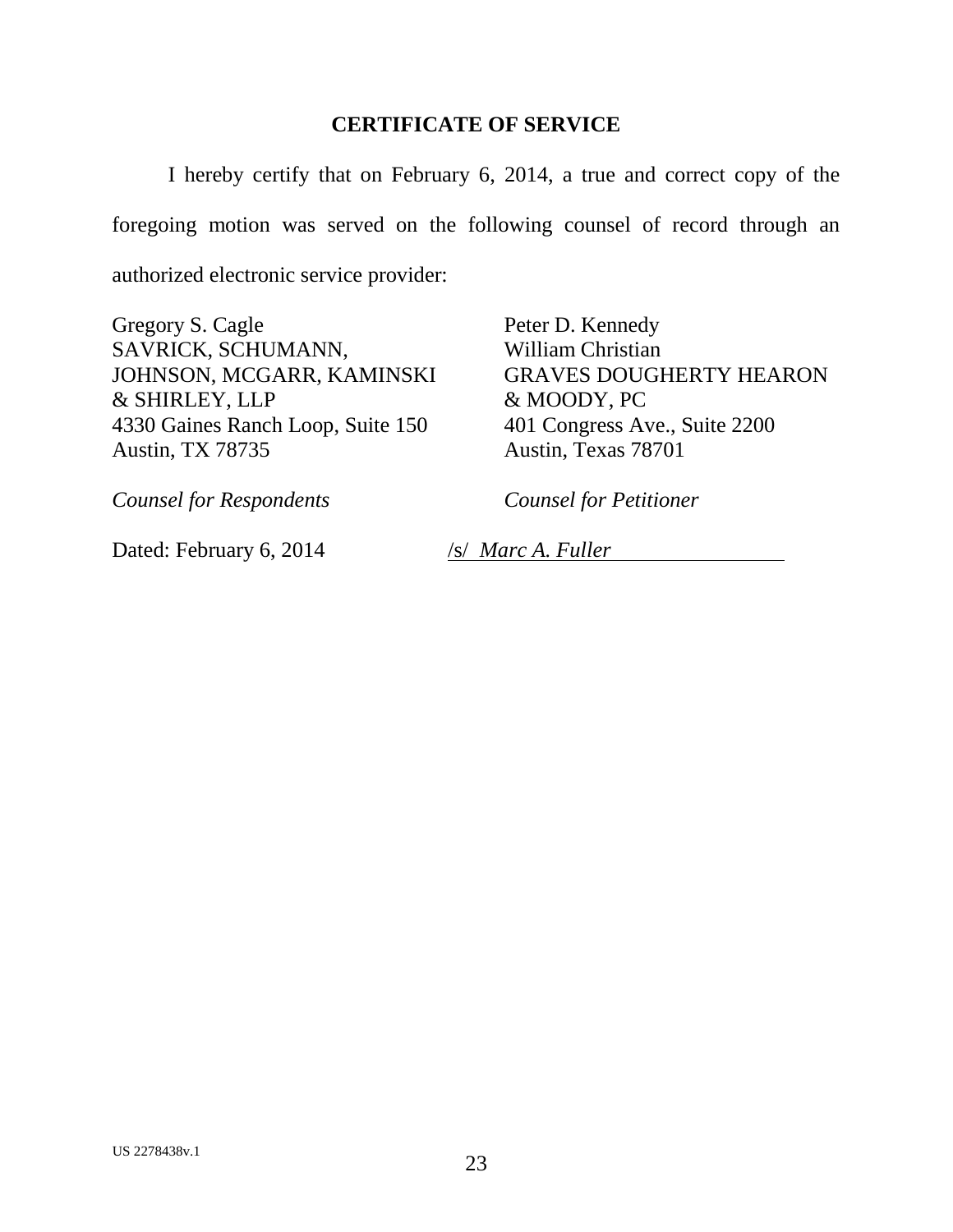## CERTIFICATE OF SERVICE

I hereby certify that on February 6, 2014, a true and correct copy of the foregoing motion was served on the following counsel of record through an authorized electronic service provider:

Gregory S. Cagle
SAVRICK, SCHUMANN, JOHNSON, MCGARR, KAMINSKI & SHIRLEY, LLP
4330 Gaines Ranch Loop, Suite 150
Austin, TX 78735

*Counsel for Respondents*

Peter D. Kennedy
William Christian
GRAVES DOUGHERTY HEARON & MOODY, PC
401 Congress Ave., Suite 2200
Austin, Texas 78701

*Counsel for Petitioner*

Dated: February 6, 2014

/s/ *Marc A. Fuller*

US 2278438v.1